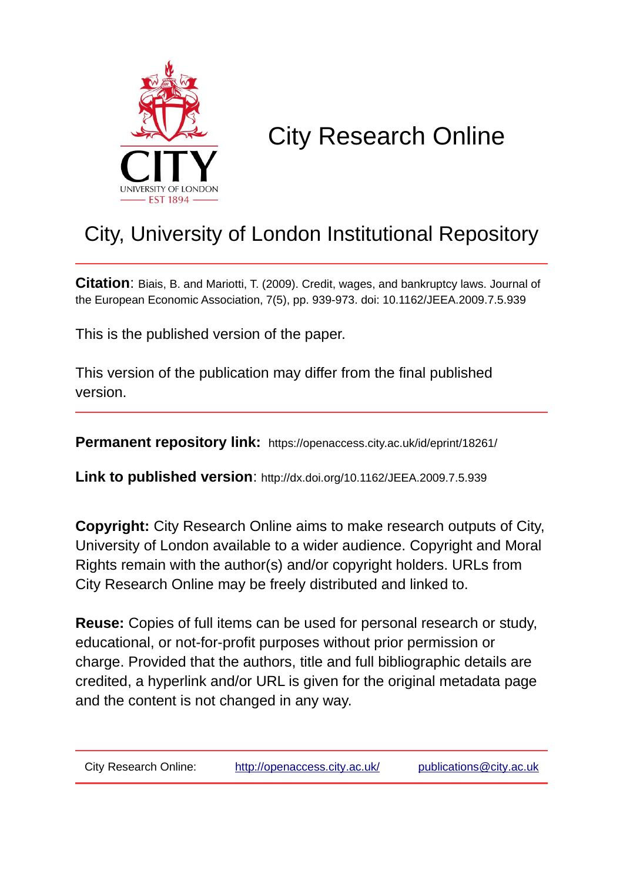# City Research Online

## City, University of London Institutional Repository

**Citation**: Biais, B. and Mariotti, T. (2009). Credit, wages, and bankruptcy laws. Journal of the European Economic Association, 7(5), pp. 939-973. doi: 10.1162/JEEA.2009.7.5.939

This is the published version of the paper.

This version of the publication may differ from the final published version.

**Permanent repository link:** https://openaccess.city.ac.uk/id/eprint/18261/

**Link to published version**: http://dx.doi.org/10.1162/JEEA.2009.7.5.939

**Copyright:** City Research Online aims to make research outputs of City, University of London available to a wider audience. Copyright and Moral Rights remain with the author(s) and/or copyright holders. URLs from City Research Online may be freely distributed and linked to.

**Reuse:** Copies of full items can be used for personal research or study, educational, or not-for-profit purposes without prior permission or charge. Provided that the authors, title and full bibliographic details are credited, a hyperlink and/or URL is given for the original metadata page and the content is not changed in any way.

City Research Online: http://openaccess.city.ac.uk/ publications@city.ac.uk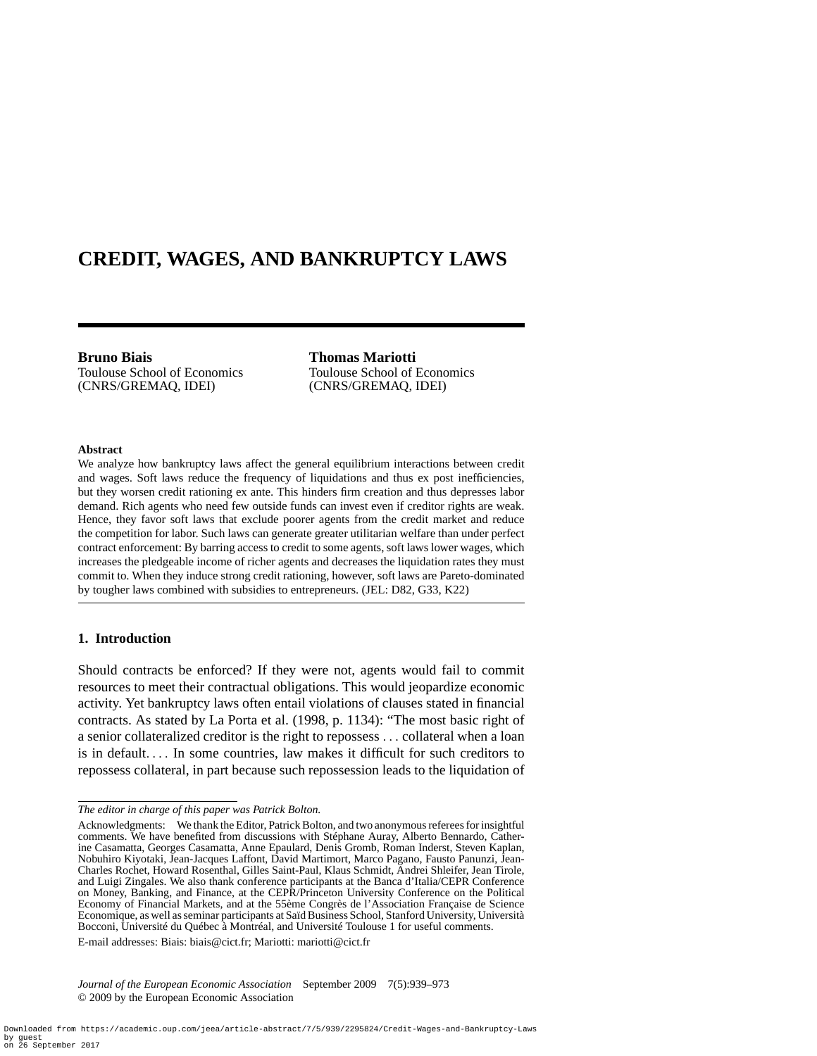# CREDIT, WAGES, AND BANKRUPTCY LAWS

**Bruno Biais**
Toulouse School of Economics
(CNRS/GREMAQ, IDEI)

**Thomas Mariotti**
Toulouse School of Economics
(CNRS/GREMAQ, IDEI)

**Abstract**

We analyze how bankruptcy laws affect the general equilibrium interactions between credit and wages. Soft laws reduce the frequency of liquidations and thus ex post inefficiencies, but they worsen credit rationing ex ante. This hinders firm creation and thus depresses labor demand. Rich agents who need few outside funds can invest even if creditor rights are weak. Hence, they favor soft laws that exclude poorer agents from the credit market and reduce the competition for labor. Such laws can generate greater utilitarian welfare than under perfect contract enforcement: By barring access to credit to some agents, soft laws lower wages, which increases the pledgeable income of richer agents and decreases the liquidation rates they must commit to. When they induce strong credit rationing, however, soft laws are Pareto-dominated by tougher laws combined with subsidies to entrepreneurs. (JEL: D82, G33, K22)

## 1. Introduction

Should contracts be enforced? If they were not, agents would fail to commit resources to meet their contractual obligations. This would jeopardize economic activity. Yet bankruptcy laws often entail violations of clauses stated in financial contracts. As stated by La Porta et al. (1998, p. 1134): "The most basic right of a senior collateralized creditor is the right to repossess . . . collateral when a loan is in default. . . . In some countries, law makes it difficult for such creditors to repossess collateral, in part because such repossession leads to the liquidation of

---

*The editor in charge of this paper was Patrick Bolton.*

Acknowledgments: We thank the Editor, Patrick Bolton, and two anonymous referees for insightful comments. We have benefited from discussions with Stéphane Auray, Alberto Bennardo, Catherine Casamatta, Georges Casamatta, Anne Epaulard, Denis Gromb, Roman Inderst, Steven Kaplan, Nobuhiro Kiyotaki, Jean-Jacques Laffont, David Martimort, Marco Pagano, Fausto Panunzi, Jean-Charles Rochet, Howard Rosenthal, Gilles Saint-Paul, Klaus Schmidt, Andrei Shleifer, Jean Tirole, and Luigi Zingales. We also thank conference participants at the Banca d'Italia/CEPR Conference on Money, Banking, and Finance, at the CEPR/Princeton University Conference on the Political Economy of Financial Markets, and at the 55ème Congrès de l'Association Française de Science Economique, as well as seminar participants at Saïd Business School, Stanford University, Università Bocconi, Université du Québec à Montréal, and Université Toulouse 1 for useful comments.

E-mail addresses: Biais: biais@cict.fr; Mariotti: mariotti@cict.fr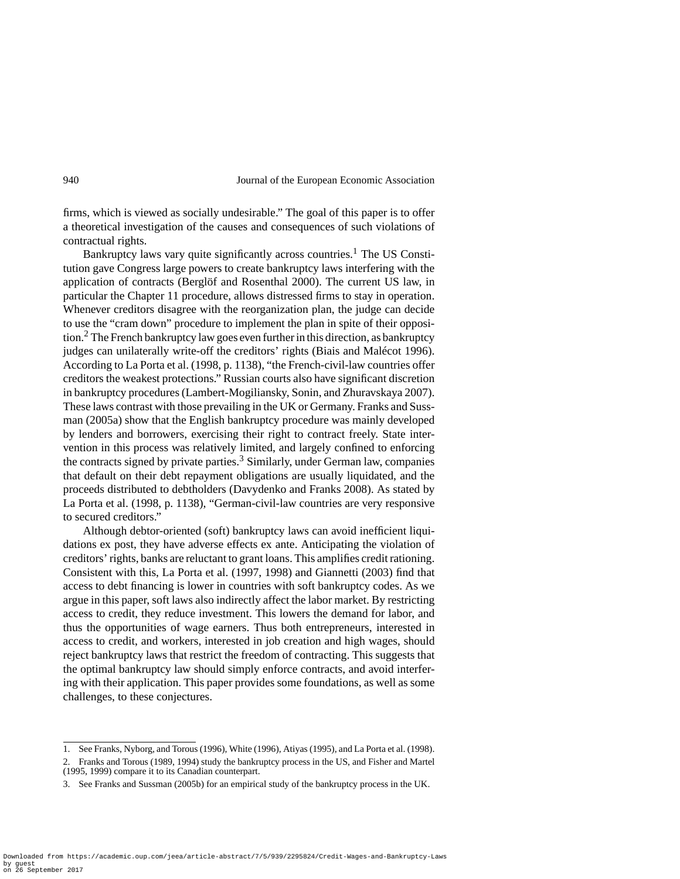firms, which is viewed as socially undesirable." The goal of this paper is to offer a theoretical investigation of the causes and consequences of such violations of contractual rights.

Bankruptcy laws vary quite significantly across countries.[1] The US Constitution gave Congress large powers to create bankruptcy laws interfering with the application of contracts (Berglöf and Rosenthal 2000). The current US law, in particular the Chapter 11 procedure, allows distressed firms to stay in operation. Whenever creditors disagree with the reorganization plan, the judge can decide to use the "cram down" procedure to implement the plan in spite of their opposition.[2] The French bankruptcy law goes even further in this direction, as bankruptcy judges can unilaterally write-off the creditors' rights (Biais and Malécot 1996). According to La Porta et al. (1998, p. 1138), "the French-civil-law countries offer creditors the weakest protections." Russian courts also have significant discretion in bankruptcy procedures (Lambert-Mogiliansky, Sonin, and Zhuravskaya 2007). These laws contrast with those prevailing in the UK or Germany. Franks and Sussman (2005a) show that the English bankruptcy procedure was mainly developed by lenders and borrowers, exercising their right to contract freely. State intervention in this process was relatively limited, and largely confined to enforcing the contracts signed by private parties.[3] Similarly, under German law, companies that default on their debt repayment obligations are usually liquidated, and the proceeds distributed to debtholders (Davydenko and Franks 2008). As stated by La Porta et al. (1998, p. 1138), "German-civil-law countries are very responsive to secured creditors."

Although debtor-oriented (soft) bankruptcy laws can avoid inefficient liquidations ex post, they have adverse effects ex ante. Anticipating the violation of creditors' rights, banks are reluctant to grant loans. This amplifies credit rationing. Consistent with this, La Porta et al. (1997, 1998) and Giannetti (2003) find that access to debt financing is lower in countries with soft bankruptcy codes. As we argue in this paper, soft laws also indirectly affect the labor market. By restricting access to credit, they reduce investment. This lowers the demand for labor, and thus the opportunities of wage earners. Thus both entrepreneurs, interested in access to credit, and workers, interested in job creation and high wages, should reject bankruptcy laws that restrict the freedom of contracting. This suggests that the optimal bankruptcy law should simply enforce contracts, and avoid interfering with their application. This paper provides some foundations, as well as some challenges, to these conjectures.

1. See Franks, Nyborg, and Torous (1996), White (1996), Atiyas (1995), and La Porta et al. (1998).

2. Franks and Torous (1989, 1994) study the bankruptcy process in the US, and Fisher and Martel (1995, 1999) compare it to its Canadian counterpart.

3. See Franks and Sussman (2005b) for an empirical study of the bankruptcy process in the UK.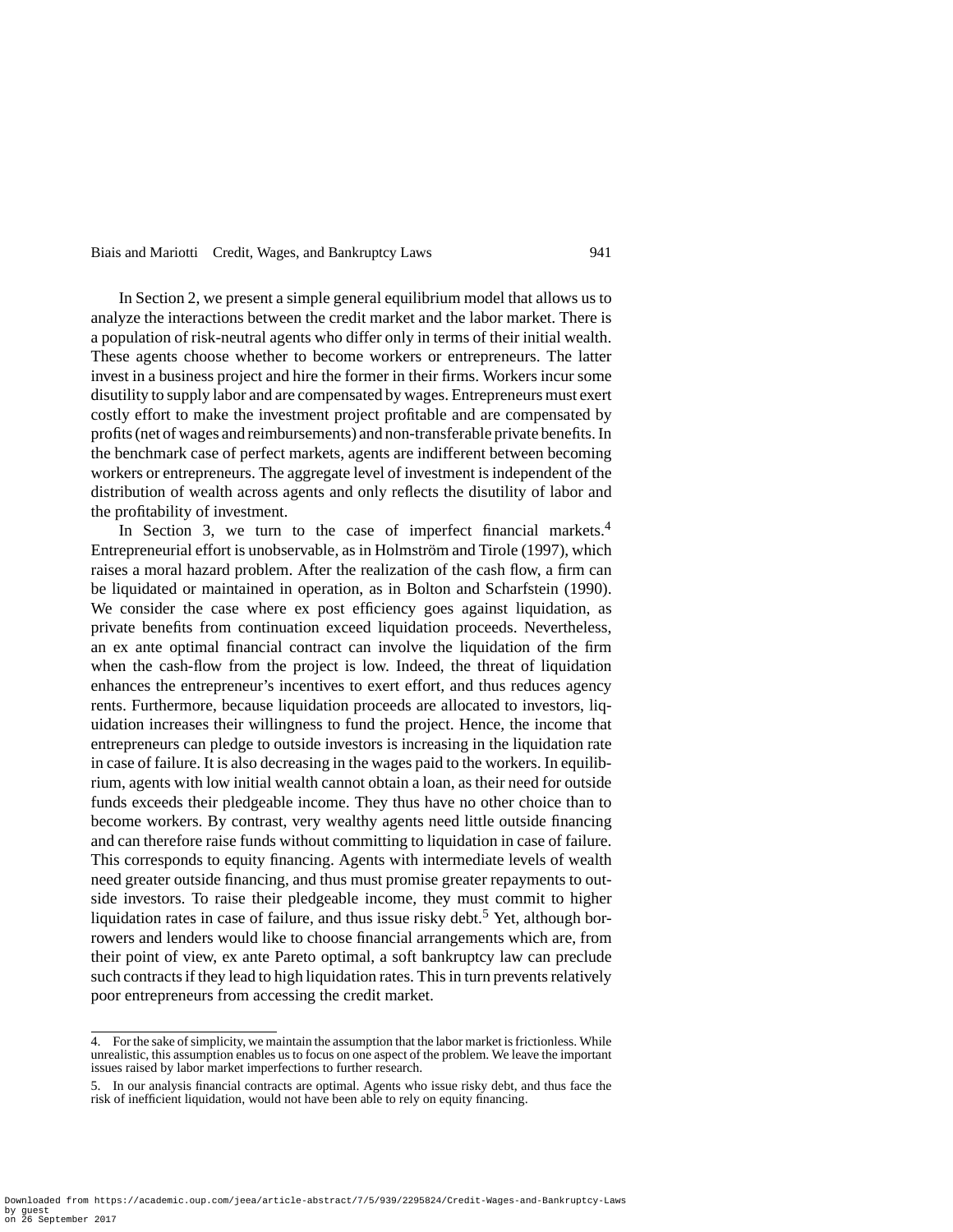In Section 2, we present a simple general equilibrium model that allows us to analyze the interactions between the credit market and the labor market. There is a population of risk-neutral agents who differ only in terms of their initial wealth. These agents choose whether to become workers or entrepreneurs. The latter invest in a business project and hire the former in their firms. Workers incur some disutility to supply labor and are compensated by wages. Entrepreneurs must exert costly effort to make the investment project profitable and are compensated by profits (net of wages and reimbursements) and non-transferable private benefits. In the benchmark case of perfect markets, agents are indifferent between becoming workers or entrepreneurs. The aggregate level of investment is independent of the distribution of wealth across agents and only reflects the disutility of labor and the profitability of investment.

In Section 3, we turn to the case of imperfect financial markets.[4] Entrepreneurial effort is unobservable, as in Holmström and Tirole (1997), which raises a moral hazard problem. After the realization of the cash flow, a firm can be liquidated or maintained in operation, as in Bolton and Scharfstein (1990). We consider the case where ex post efficiency goes against liquidation, as private benefits from continuation exceed liquidation proceeds. Nevertheless, an ex ante optimal financial contract can involve the liquidation of the firm when the cash-flow from the project is low. Indeed, the threat of liquidation enhances the entrepreneur's incentives to exert effort, and thus reduces agency rents. Furthermore, because liquidation proceeds are allocated to investors, liquidation increases their willingness to fund the project. Hence, the income that entrepreneurs can pledge to outside investors is increasing in the liquidation rate in case of failure. It is also decreasing in the wages paid to the workers. In equilibrium, agents with low initial wealth cannot obtain a loan, as their need for outside funds exceeds their pledgeable income. They thus have no other choice than to become workers. By contrast, very wealthy agents need little outside financing and can therefore raise funds without committing to liquidation in case of failure. This corresponds to equity financing. Agents with intermediate levels of wealth need greater outside financing, and thus must promise greater repayments to outside investors. To raise their pledgeable income, they must commit to higher liquidation rates in case of failure, and thus issue risky debt.[5] Yet, although borrowers and lenders would like to choose financial arrangements which are, from their point of view, ex ante Pareto optimal, a soft bankruptcy law can preclude such contracts if they lead to high liquidation rates. This in turn prevents relatively poor entrepreneurs from accessing the credit market.

4. For the sake of simplicity, we maintain the assumption that the labor market is frictionless. While unrealistic, this assumption enables us to focus on one aspect of the problem. We leave the important issues raised by labor market imperfections to further research.

5. In our analysis financial contracts are optimal. Agents who issue risky debt, and thus face the risk of inefficient liquidation, would not have been able to rely on equity financing.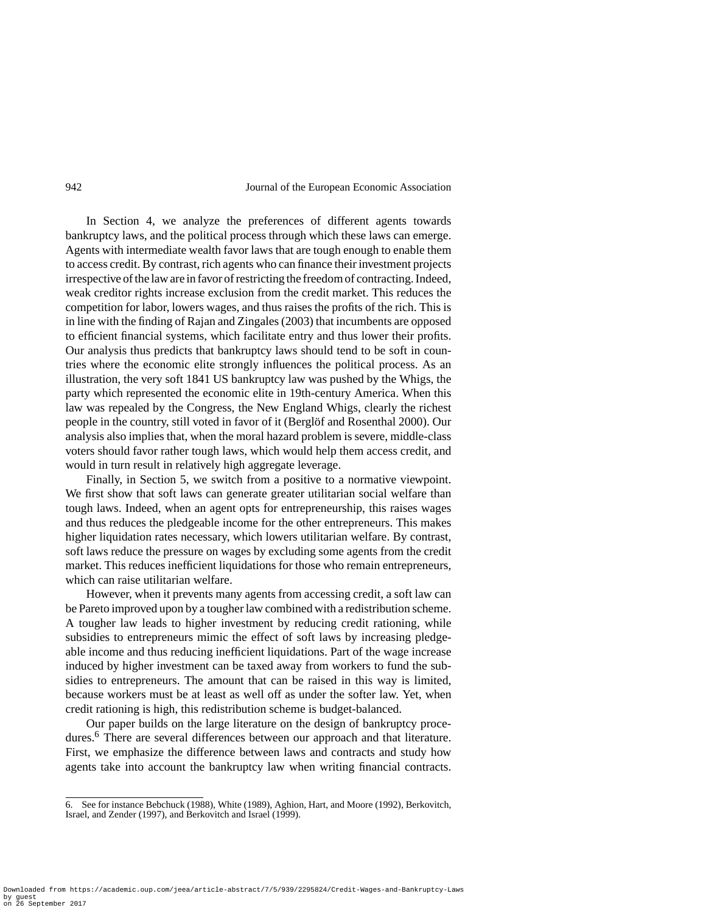In Section 4, we analyze the preferences of different agents towards bankruptcy laws, and the political process through which these laws can emerge. Agents with intermediate wealth favor laws that are tough enough to enable them to access credit. By contrast, rich agents who can finance their investment projects irrespective of the law are in favor of restricting the freedom of contracting. Indeed, weak creditor rights increase exclusion from the credit market. This reduces the competition for labor, lowers wages, and thus raises the profits of the rich. This is in line with the finding of Rajan and Zingales (2003) that incumbents are opposed to efficient financial systems, which facilitate entry and thus lower their profits. Our analysis thus predicts that bankruptcy laws should tend to be soft in countries where the economic elite strongly influences the political process. As an illustration, the very soft 1841 US bankruptcy law was pushed by the Whigs, the party which represented the economic elite in 19th-century America. When this law was repealed by the Congress, the New England Whigs, clearly the richest people in the country, still voted in favor of it (Berglöf and Rosenthal 2000). Our analysis also implies that, when the moral hazard problem is severe, middle-class voters should favor rather tough laws, which would help them access credit, and would in turn result in relatively high aggregate leverage.

Finally, in Section 5, we switch from a positive to a normative viewpoint. We first show that soft laws can generate greater utilitarian social welfare than tough laws. Indeed, when an agent opts for entrepreneurship, this raises wages and thus reduces the pledgeable income for the other entrepreneurs. This makes higher liquidation rates necessary, which lowers utilitarian welfare. By contrast, soft laws reduce the pressure on wages by excluding some agents from the credit market. This reduces inefficient liquidations for those who remain entrepreneurs, which can raise utilitarian welfare.

However, when it prevents many agents from accessing credit, a soft law can be Pareto improved upon by a tougher law combined with a redistribution scheme. A tougher law leads to higher investment by reducing credit rationing, while subsidies to entrepreneurs mimic the effect of soft laws by increasing pledgeable income and thus reducing inefficient liquidations. Part of the wage increase induced by higher investment can be taxed away from workers to fund the subsidies to entrepreneurs. The amount that can be raised in this way is limited, because workers must be at least as well off as under the softer law. Yet, when credit rationing is high, this redistribution scheme is budget-balanced.

Our paper builds on the large literature on the design of bankruptcy procedures.[6] There are several differences between our approach and that literature. First, we emphasize the difference between laws and contracts and study how agents take into account the bankruptcy law when writing financial contracts.

6. See for instance Bebchuck (1988), White (1989), Aghion, Hart, and Moore (1992), Berkovitch, Israel, and Zender (1997), and Berkovitch and Israel (1999).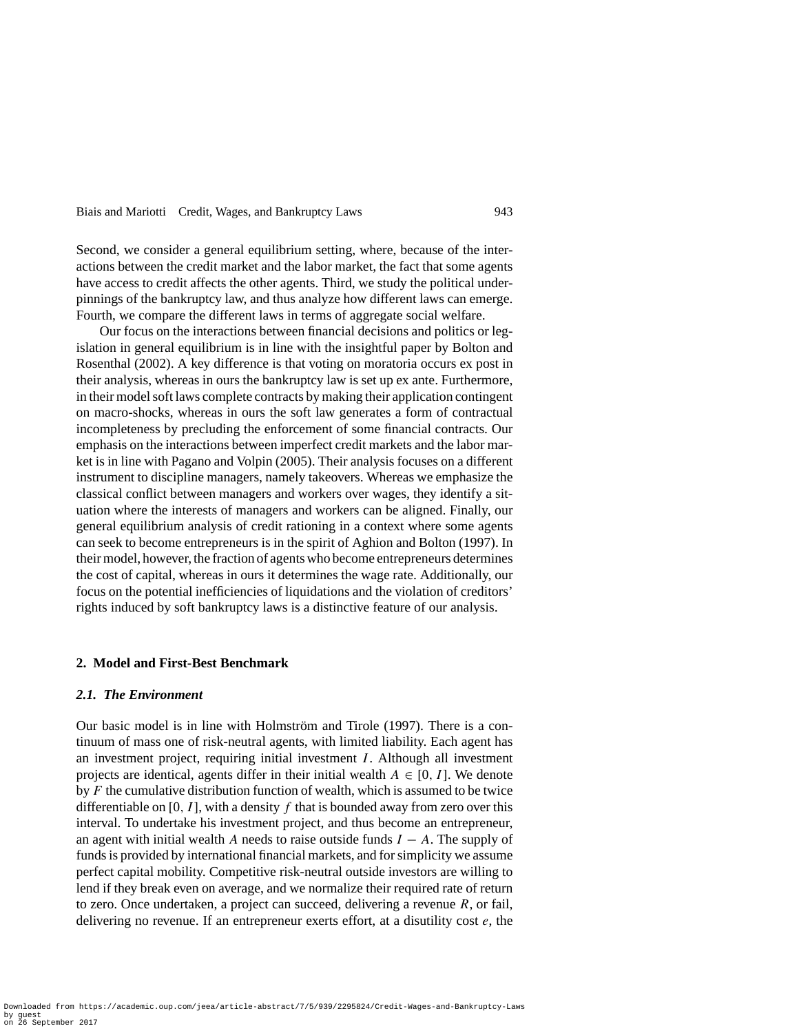Second, we consider a general equilibrium setting, where, because of the interactions between the credit market and the labor market, the fact that some agents have access to credit affects the other agents. Third, we study the political underpinnings of the bankruptcy law, and thus analyze how different laws can emerge. Fourth, we compare the different laws in terms of aggregate social welfare.

Our focus on the interactions between financial decisions and politics or legislation in general equilibrium is in line with the insightful paper by Bolton and Rosenthal (2002). A key difference is that voting on moratoria occurs ex post in their analysis, whereas in ours the bankruptcy law is set up ex ante. Furthermore, in their model soft laws complete contracts by making their application contingent on macro-shocks, whereas in ours the soft law generates a form of contractual incompleteness by precluding the enforcement of some financial contracts. Our emphasis on the interactions between imperfect credit markets and the labor market is in line with Pagano and Volpin (2005). Their analysis focuses on a different instrument to discipline managers, namely takeovers. Whereas we emphasize the classical conflict between managers and workers over wages, they identify a situation where the interests of managers and workers can be aligned. Finally, our general equilibrium analysis of credit rationing in a context where some agents can seek to become entrepreneurs is in the spirit of Aghion and Bolton (1997). In their model, however, the fraction of agents who become entrepreneurs determines the cost of capital, whereas in ours it determines the wage rate. Additionally, our focus on the potential inefficiencies of liquidations and the violation of creditors' rights induced by soft bankruptcy laws is a distinctive feature of our analysis.

## 2. Model and First-Best Benchmark

### *2.1. The Environment*

Our basic model is in line with Holmström and Tirole (1997). There is a continuum of mass one of risk-neutral agents, with limited liability. Each agent has an investment project, requiring initial investment $I$. Although all investment projects are identical, agents differ in their initial wealth $A \in [0, I]$. We denote by $F$ the cumulative distribution function of wealth, which is assumed to be twice differentiable on $[0, I]$, with a density $f$ that is bounded away from zero over this interval. To undertake his investment project, and thus become an entrepreneur, an agent with initial wealth $A$ needs to raise outside funds $I - A$. The supply of funds is provided by international financial markets, and for simplicity we assume perfect capital mobility. Competitive risk-neutral outside investors are willing to lend if they break even on average, and we normalize their required rate of return to zero. Once undertaken, a project can succeed, delivering a revenue $R$, or fail, delivering no revenue. If an entrepreneur exerts effort, at a disutility cost $e$, the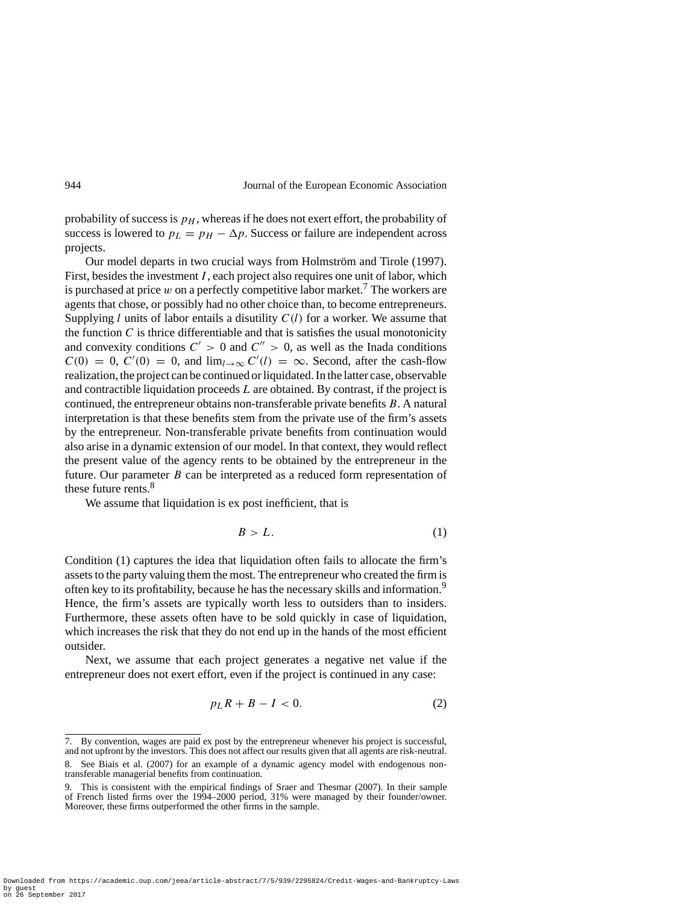probability of success is $p_H$, whereas if he does not exert effort, the probability of success is lowered to $p_L = p_H - \Delta p$. Success or failure are independent across projects.

Our model departs in two crucial ways from Holmström and Tirole (1997). First, besides the investment $I$, each project also requires one unit of labor, which is purchased at price $w$ on a perfectly competitive labor market.[7] The workers are agents that chose, or possibly had no other choice than, to become entrepreneurs. Supplying $l$ units of labor entails a disutility $C(l)$ for a worker. We assume that the function $C$ is thrice differentiable and that is satisfies the usual monotonicity and convexity conditions $C' > 0$ and $C'' > 0$, as well as the Inada conditions $C(0) = 0$, $C'(0) = 0$, and $\lim_{l \to \infty} C'(l) = \infty$. Second, after the cash-flow realization, the project can be continued or liquidated. In the latter case, observable and contractible liquidation proceeds $L$ are obtained. By contrast, if the project is continued, the entrepreneur obtains non-transferable private benefits $B$. A natural interpretation is that these benefits stem from the private use of the firm's assets by the entrepreneur. Non-transferable private benefits from continuation would also arise in a dynamic extension of our model. In that context, they would reflect the present value of the agency rents to be obtained by the entrepreneur in the future. Our parameter $B$ can be interpreted as a reduced form representation of these future rents.[8]

We assume that liquidation is ex post inefficient, that is

$$B > L. \tag{1}$$

Condition (1) captures the idea that liquidation often fails to allocate the firm's assets to the party valuing them the most. The entrepreneur who created the firm is often key to its profitability, because he has the necessary skills and information.[9] Hence, the firm's assets are typically worth less to outsiders than to insiders. Furthermore, these assets often have to be sold quickly in case of liquidation, which increases the risk that they do not end up in the hands of the most efficient outsider.

Next, we assume that each project generates a negative net value if the entrepreneur does not exert effort, even if the project is continued in any case:

$$p_L R + B - I < 0. \tag{2}$$

7. By convention, wages are paid ex post by the entrepreneur whenever his project is successful, and not upfront by the investors. This does not affect our results given that all agents are risk-neutral.

8. See Biais et al. (2007) for an example of a dynamic agency model with endogenous non-transferable managerial benefits from continuation.

9. This is consistent with the empirical findings of Sraer and Thesmar (2007). In their sample of French listed firms over the 1994–2000 period, 31% were managed by their founder/owner. Moreover, these firms outperformed the other firms in the sample.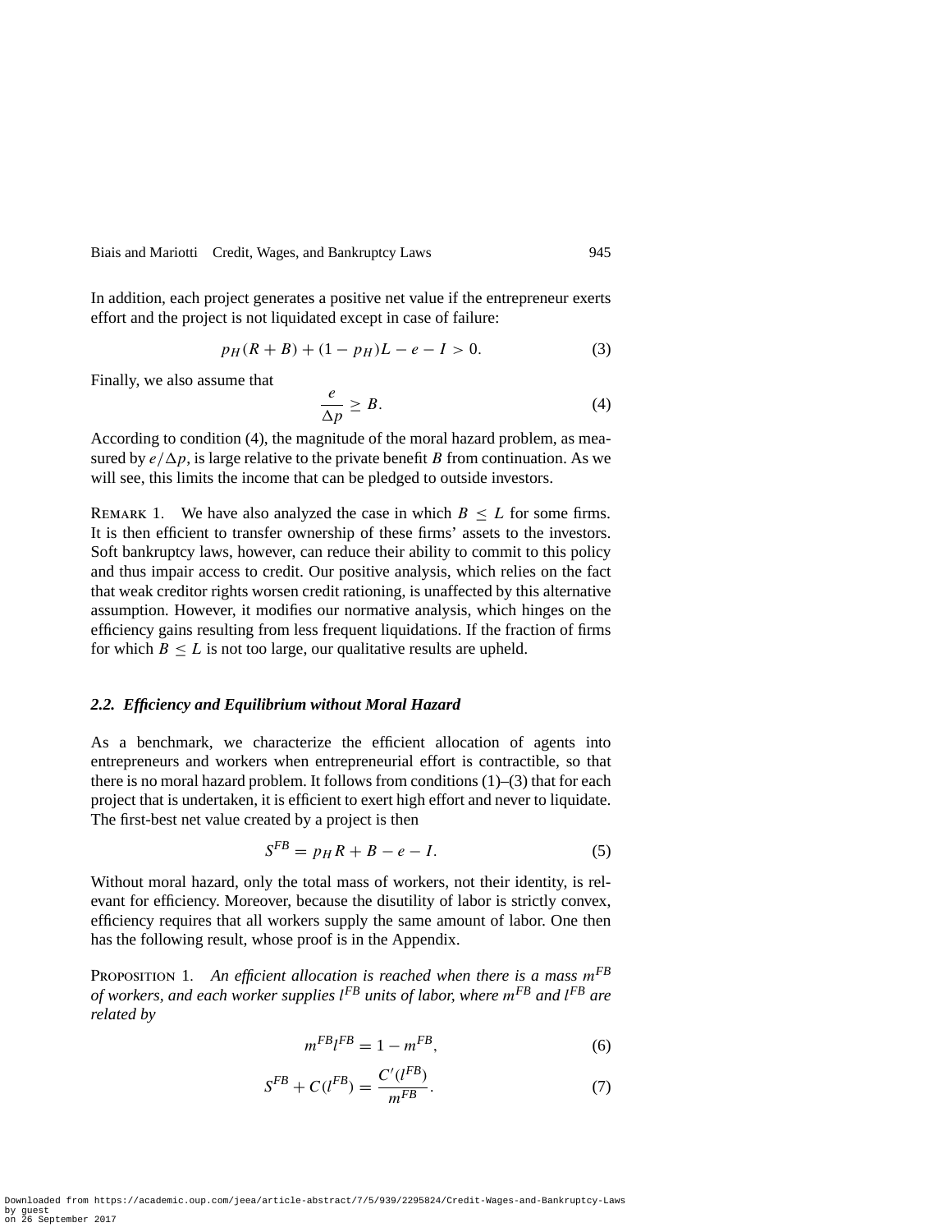In addition, each project generates a positive net value if the entrepreneur exerts effort and the project is not liquidated except in case of failure:

$$p_H(R + B) + (1 - p_H)L - e - I > 0. \tag{3}$$

Finally, we also assume that

$$\frac{e}{\Delta p} \geq B. \tag{4}$$

According to condition (4), the magnitude of the moral hazard problem, as measured by $e/\Delta p$, is large relative to the private benefit $B$ from continuation. As we will see, this limits the income that can be pledged to outside investors.

Remark 1. We have also analyzed the case in which $B \leq L$ for some firms. It is then efficient to transfer ownership of these firms' assets to the investors. Soft bankruptcy laws, however, can reduce their ability to commit to this policy and thus impair access to credit. Our positive analysis, which relies on the fact that weak creditor rights worsen credit rationing, is unaffected by this alternative assumption. However, it modifies our normative analysis, which hinges on the efficiency gains resulting from less frequent liquidations. If the fraction of firms for which $B \leq L$ is not too large, our qualitative results are upheld.

### *2.2. Efficiency and Equilibrium without Moral Hazard*

As a benchmark, we characterize the efficient allocation of agents into entrepreneurs and workers when entrepreneurial effort is contractible, so that there is no moral hazard problem. It follows from conditions (1)–(3) that for each project that is undertaken, it is efficient to exert high effort and never to liquidate. The first-best net value created by a project is then

$$S^{FB} = p_H R + B - e - I. \tag{5}$$

Without moral hazard, only the total mass of workers, not their identity, is relevant for efficiency. Moreover, because the disutility of labor is strictly convex, efficiency requires that all workers supply the same amount of labor. One then has the following result, whose proof is in the Appendix.

Proposition 1. *An efficient allocation is reached when there is a mass $m^{FB}$ of workers, and each worker supplies $l^{FB}$ units of labor, where $m^{FB}$ and $l^{FB}$ are related by*

$$m^{FB} l^{FB} = 1 - m^{FB}, \tag{6}$$

$$S^{FB} + C(l^{FB}) = \frac{C'(l^{FB})}{m^{FB}}. \tag{7}$$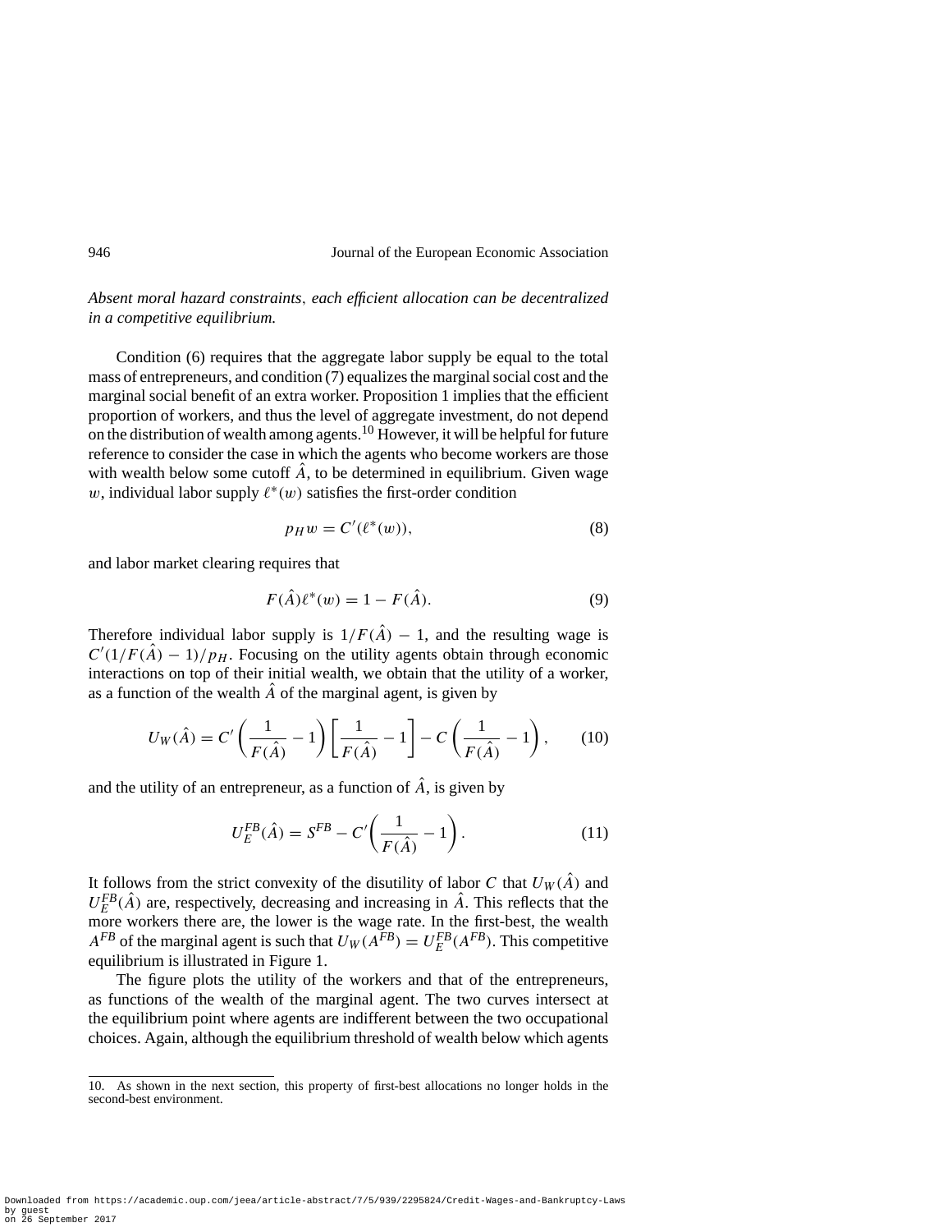*Absent moral hazard constraints, each efficient allocation can be decentralized in a competitive equilibrium.*

Condition (6) requires that the aggregate labor supply be equal to the total mass of entrepreneurs, and condition (7) equalizes the marginal social cost and the marginal social benefit of an extra worker. Proposition 1 implies that the efficient proportion of workers, and thus the level of aggregate investment, do not depend on the distribution of wealth among agents.[10] However, it will be helpful for future reference to consider the case in which the agents who become workers are those with wealth below some cutoff $\hat{A}$, to be determined in equilibrium. Given wage $w$, individual labor supply $\ell^*(w)$ satisfies the first-order condition

$$p_H w = C'(\ell^*(w)), \tag{8}$$

and labor market clearing requires that

$$F(\hat{A})\ell^*(w) = 1 - F(\hat{A}). \tag{9}$$

Therefore individual labor supply is $1/F(\hat{A}) - 1$, and the resulting wage is $C'(1/F(\hat{A}) - 1)/p_H$. Focusing on the utility agents obtain through economic interactions on top of their initial wealth, we obtain that the utility of a worker, as a function of the wealth $\hat{A}$ of the marginal agent, is given by

$$U_W(\hat{A}) = C'\left(\frac{1}{F(\hat{A})} - 1\right)\left[\frac{1}{F(\hat{A})} - 1\right] - C\left(\frac{1}{F(\hat{A})} - 1\right), \tag{10}$$

and the utility of an entrepreneur, as a function of $\hat{A}$, is given by

$$U_E^{FB}(\hat{A}) = S^{FB} - C'\left(\frac{1}{F(\hat{A})} - 1\right). \tag{11}$$

It follows from the strict convexity of the disutility of labor $C$ that $U_W(\hat{A})$ and $U_E^{FB}(\hat{A})$ are, respectively, decreasing and increasing in $\hat{A}$. This reflects that the more workers there are, the lower is the wage rate. In the first-best, the wealth $A^{FB}$ of the marginal agent is such that $U_W(A^{FB}) = U_E^{FB}(A^{FB})$. This competitive equilibrium is illustrated in Figure 1.

The figure plots the utility of the workers and that of the entrepreneurs, as functions of the wealth of the marginal agent. The two curves intersect at the equilibrium point where agents are indifferent between the two occupational choices. Again, although the equilibrium threshold of wealth below which agents

10. As shown in the next section, this property of first-best allocations no longer holds in the second-best environment.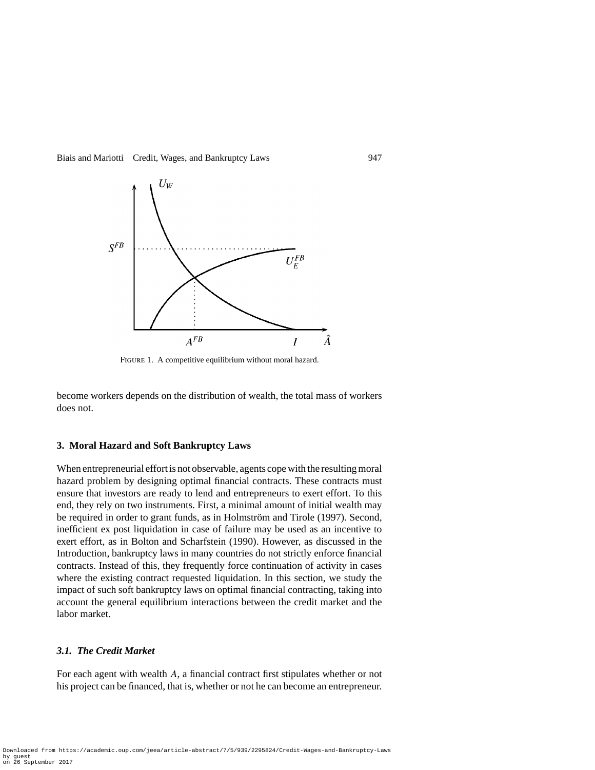FIGURE 1. A competitive equilibrium without moral hazard.

become workers depends on the distribution of wealth, the total mass of workers does not.

## 3. Moral Hazard and Soft Bankruptcy Laws

When entrepreneurial effort is not observable, agents cope with the resulting moral hazard problem by designing optimal financial contracts. These contracts must ensure that investors are ready to lend and entrepreneurs to exert effort. To this end, they rely on two instruments. First, a minimal amount of initial wealth may be required in order to grant funds, as in Holmström and Tirole (1997). Second, inefficient ex post liquidation in case of failure may be used as an incentive to exert effort, as in Bolton and Scharfstein (1990). However, as discussed in the Introduction, bankruptcy laws in many countries do not strictly enforce financial contracts. Instead of this, they frequently force continuation of activity in cases where the existing contract requested liquidation. In this section, we study the impact of such soft bankruptcy laws on optimal financial contracting, taking into account the general equilibrium interactions between the credit market and the labor market.

### *3.1. The Credit Market*

For each agent with wealth $A$, a financial contract first stipulates whether or not his project can be financed, that is, whether or not he can become an entrepreneur.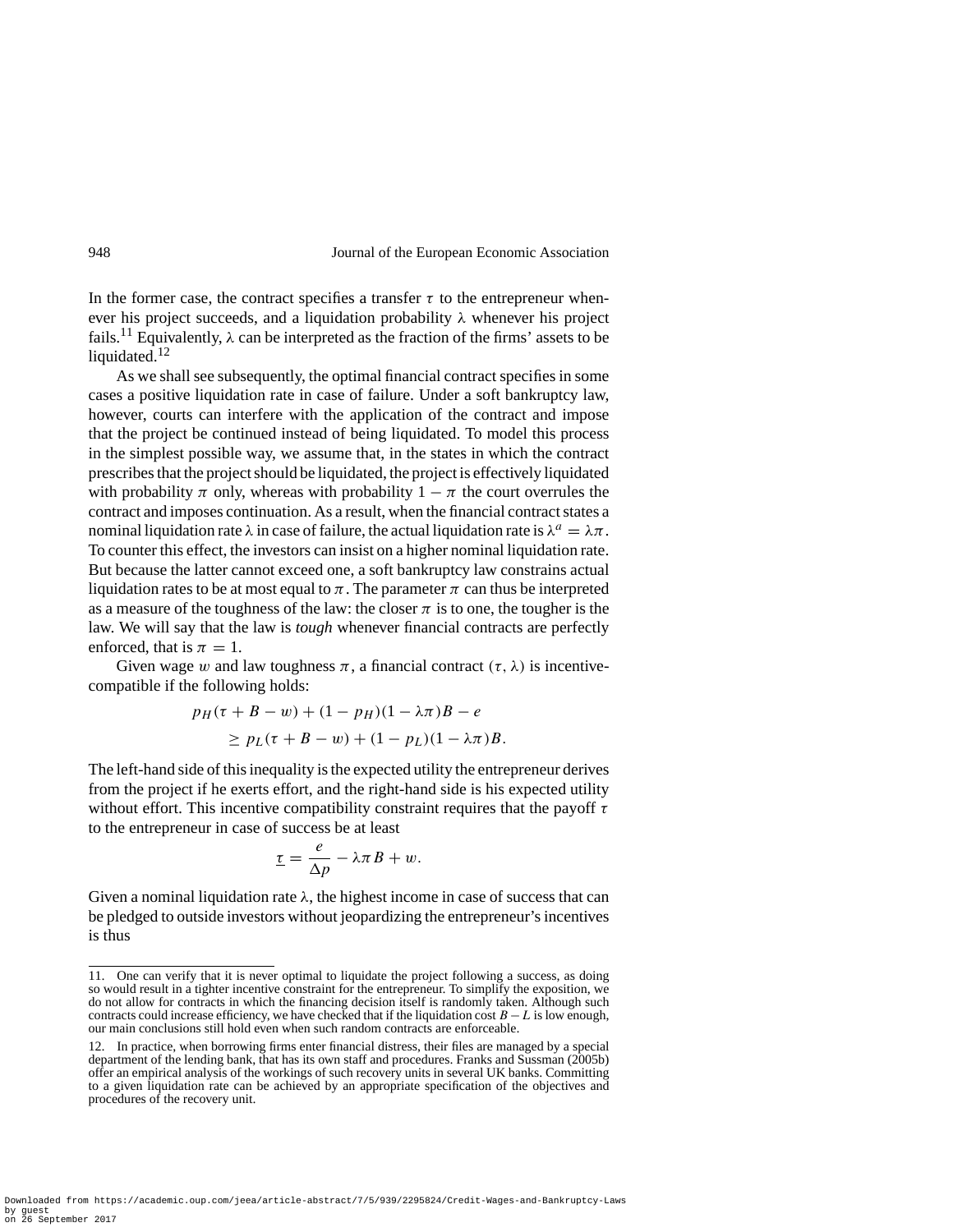In the former case, the contract specifies a transfer $\tau$ to the entrepreneur whenever his project succeeds, and a liquidation probability $\lambda$ whenever his project fails.[11] Equivalently, $\lambda$ can be interpreted as the fraction of the firms' assets to be liquidated.[12]

As we shall see subsequently, the optimal financial contract specifies in some cases a positive liquidation rate in case of failure. Under a soft bankruptcy law, however, courts can interfere with the application of the contract and impose that the project be continued instead of being liquidated. To model this process in the simplest possible way, we assume that, in the states in which the contract prescribes that the project should be liquidated, the project is effectively liquidated with probability $\pi$ only, whereas with probability $1 - \pi$ the court overrules the contract and imposes continuation. As a result, when the financial contract states a nominal liquidation rate $\lambda$ in case of failure, the actual liquidation rate is $\lambda^a = \lambda\pi$. To counter this effect, the investors can insist on a higher nominal liquidation rate. But because the latter cannot exceed one, a soft bankruptcy law constrains actual liquidation rates to be at most equal to $\pi$. The parameter $\pi$ can thus be interpreted as a measure of the toughness of the law: the closer $\pi$ is to one, the tougher is the law. We will say that the law is *tough* whenever financial contracts are perfectly enforced, that is $\pi = 1$.

Given wage $w$ and law toughness $\pi$, a financial contract $(\tau, \lambda)$ is incentive-compatible if the following holds:

$$
\begin{aligned}
&p_H(\tau + B - w) + (1 - p_H)(1 - \lambda\pi)B - e \\
&\quad \geq p_L(\tau + B - w) + (1 - p_L)(1 - \lambda\pi)B.
\end{aligned}
$$

The left-hand side of this inequality is the expected utility the entrepreneur derives from the project if he exerts effort, and the right-hand side is his expected utility without effort. This incentive compatibility constraint requires that the payoff $\tau$ to the entrepreneur in case of success be at least

$$
\underline{\tau} = \frac{e}{\Delta p} - \lambda\pi B + w.
$$

Given a nominal liquidation rate $\lambda$, the highest income in case of success that can be pledged to outside investors without jeopardizing the entrepreneur's incentives is thus

---

11. One can verify that it is never optimal to liquidate the project following a success, as doing so would result in a tighter incentive constraint for the entrepreneur. To simplify the exposition, we do not allow for contracts in which the financing decision itself is randomly taken. Although such contracts could increase efficiency, we have checked that if the liquidation cost $B - L$ is low enough, our main conclusions still hold even when such random contracts are enforceable.

12. In practice, when borrowing firms enter financial distress, their files are managed by a special department of the lending bank, that has its own staff and procedures. Franks and Sussman (2005b) offer an empirical analysis of the workings of such recovery units in several UK banks. Committing to a given liquidation rate can be achieved by an appropriate specification of the objectives and procedures of the recovery unit.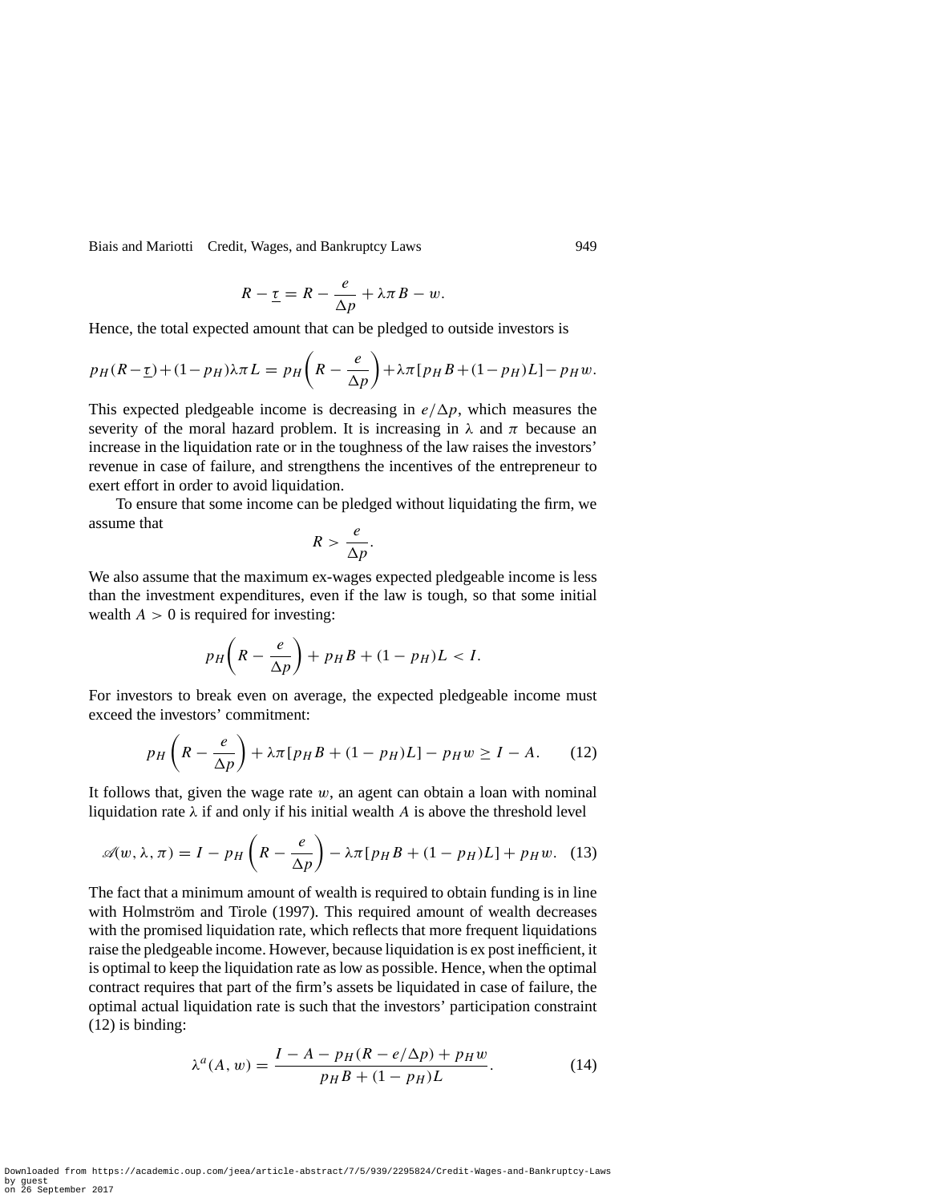$$R - \underline{\tau} = R - \frac{e}{\Delta p} + \lambda \pi B - w.$$

Hence, the total expected amount that can be pledged to outside investors is

$$p_H(R - \underline{\tau}) + (1 - p_H)\lambda \pi L = p_H\left(R - \frac{e}{\Delta p}\right) + \lambda \pi [p_H B + (1 - p_H)L] - p_H w.$$

This expected pledgeable income is decreasing in $e/\Delta p$, which measures the severity of the moral hazard problem. It is increasing in $\lambda$ and $\pi$ because an increase in the liquidation rate or in the toughness of the law raises the investors' revenue in case of failure, and strengthens the incentives of the entrepreneur to exert effort in order to avoid liquidation.

To ensure that some income can be pledged without liquidating the firm, we assume that

$$R > \frac{e}{\Delta p}.$$

We also assume that the maximum ex-wages expected pledgeable income is less than the investment expenditures, even if the law is tough, so that some initial wealth $A > 0$ is required for investing:

$$p_H\left(R - \frac{e}{\Delta p}\right) + p_H B + (1 - p_H)L < I.$$

For investors to break even on average, the expected pledgeable income must exceed the investors' commitment:

$$p_H\left(R - \frac{e}{\Delta p}\right) + \lambda \pi [p_H B + (1 - p_H)L] - p_H w \geq I - A. \tag{12}$$

It follows that, given the wage rate $w$, an agent can obtain a loan with nominal liquidation rate $\lambda$ if and only if his initial wealth $A$ is above the threshold level

$$\mathscr{A}(w, \lambda, \pi) = I - p_H\left(R - \frac{e}{\Delta p}\right) - \lambda \pi [p_H B + (1 - p_H)L] + p_H w. \tag{13}$$

The fact that a minimum amount of wealth is required to obtain funding is in line with Holmström and Tirole (1997). This required amount of wealth decreases with the promised liquidation rate, which reflects that more frequent liquidations raise the pledgeable income. However, because liquidation is ex post inefficient, it is optimal to keep the liquidation rate as low as possible. Hence, when the optimal contract requires that part of the firm's assets be liquidated in case of failure, the optimal actual liquidation rate is such that the investors' participation constraint (12) is binding:

$$\lambda^a(A, w) = \frac{I - A - p_H(R - e/\Delta p) + p_H w}{p_H B + (1 - p_H)L}. \tag{14}$$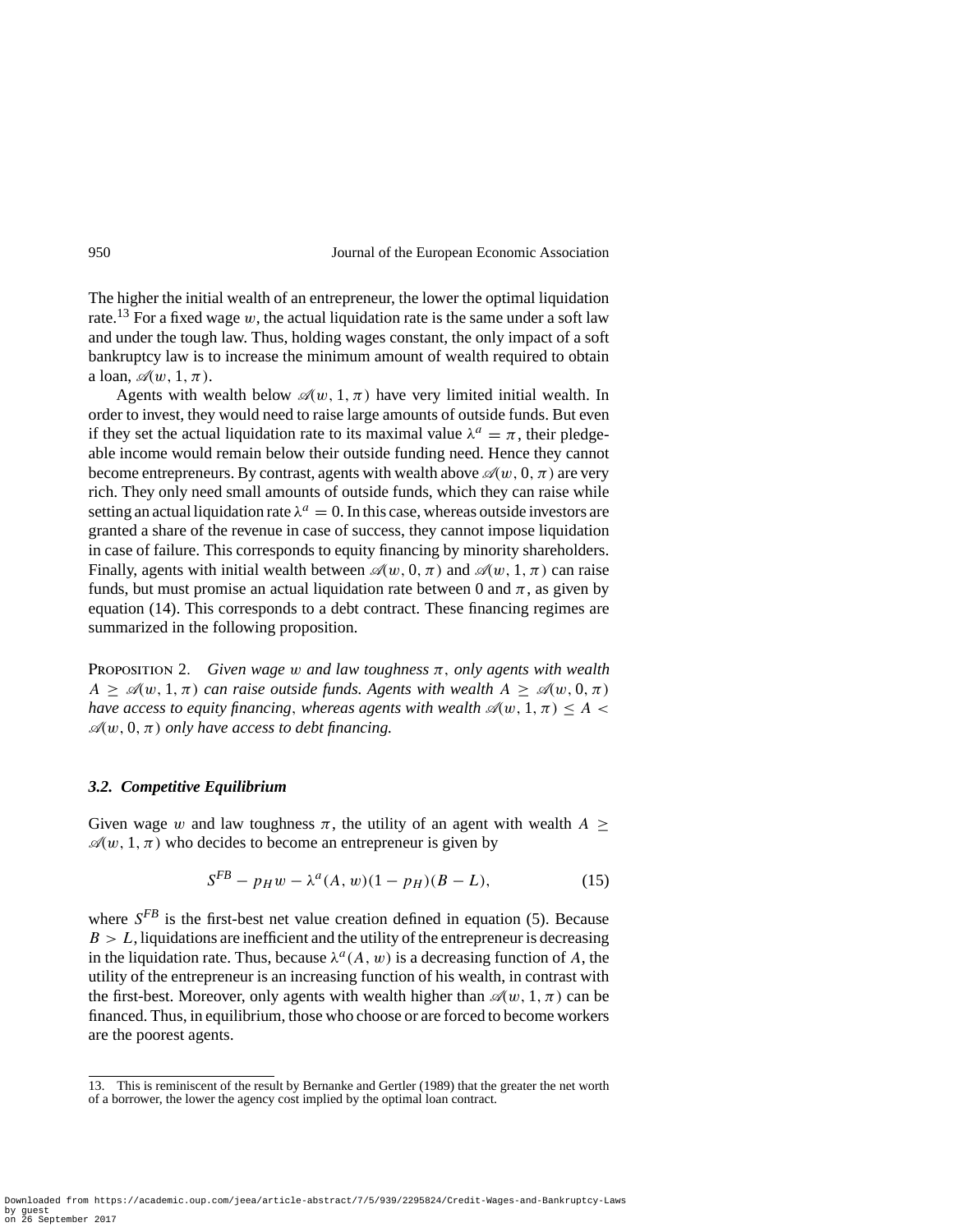The higher the initial wealth of an entrepreneur, the lower the optimal liquidation rate.[13] For a fixed wage $w$, the actual liquidation rate is the same under a soft law and under the tough law. Thus, holding wages constant, the only impact of a soft bankruptcy law is to increase the minimum amount of wealth required to obtain a loan, $\mathscr{A}(w, 1, \pi)$.

Agents with wealth below $\mathscr{A}(w, 1, \pi)$ have very limited initial wealth. In order to invest, they would need to raise large amounts of outside funds. But even if they set the actual liquidation rate to its maximal value $\lambda^a = \pi$, their pledgeable income would remain below their outside funding need. Hence they cannot become entrepreneurs. By contrast, agents with wealth above $\mathscr{A}(w, 0, \pi)$ are very rich. They only need small amounts of outside funds, which they can raise while setting an actual liquidation rate $\lambda^a = 0$. In this case, whereas outside investors are granted a share of the revenue in case of success, they cannot impose liquidation in case of failure. This corresponds to equity financing by minority shareholders. Finally, agents with initial wealth between $\mathscr{A}(w, 0, \pi)$ and $\mathscr{A}(w, 1, \pi)$ can raise funds, but must promise an actual liquidation rate between 0 and $\pi$, as given by equation (14). This corresponds to a debt contract. These financing regimes are summarized in the following proposition.

Proposition 2. *Given wage $w$ and law toughness $\pi$, only agents with wealth $A \geq \mathscr{A}(w, 1, \pi)$ can raise outside funds. Agents with wealth $A \geq \mathscr{A}(w, 0, \pi)$ have access to equity financing, whereas agents with wealth $\mathscr{A}(w, 1, \pi) \leq A < \mathscr{A}(w, 0, \pi)$ only have access to debt financing.*

### 3.2. Competitive Equilibrium

Given wage $w$ and law toughness $\pi$, the utility of an agent with wealth $A \geq \mathscr{A}(w, 1, \pi)$ who decides to become an entrepreneur is given by

$$S^{FB} - p_H w - \lambda^a(A, w)(1 - p_H)(B - L), \tag{15}$$

where $S^{FB}$ is the first-best net value creation defined in equation (5). Because $B > L$, liquidations are inefficient and the utility of the entrepreneur is decreasing in the liquidation rate. Thus, because $\lambda^a(A, w)$ is a decreasing function of $A$, the utility of the entrepreneur is an increasing function of his wealth, in contrast with the first-best. Moreover, only agents with wealth higher than $\mathscr{A}(w, 1, \pi)$ can be financed. Thus, in equilibrium, those who choose or are forced to become workers are the poorest agents.

13. This is reminiscent of the result by Bernanke and Gertler (1989) that the greater the net worth of a borrower, the lower the agency cost implied by the optimal loan contract.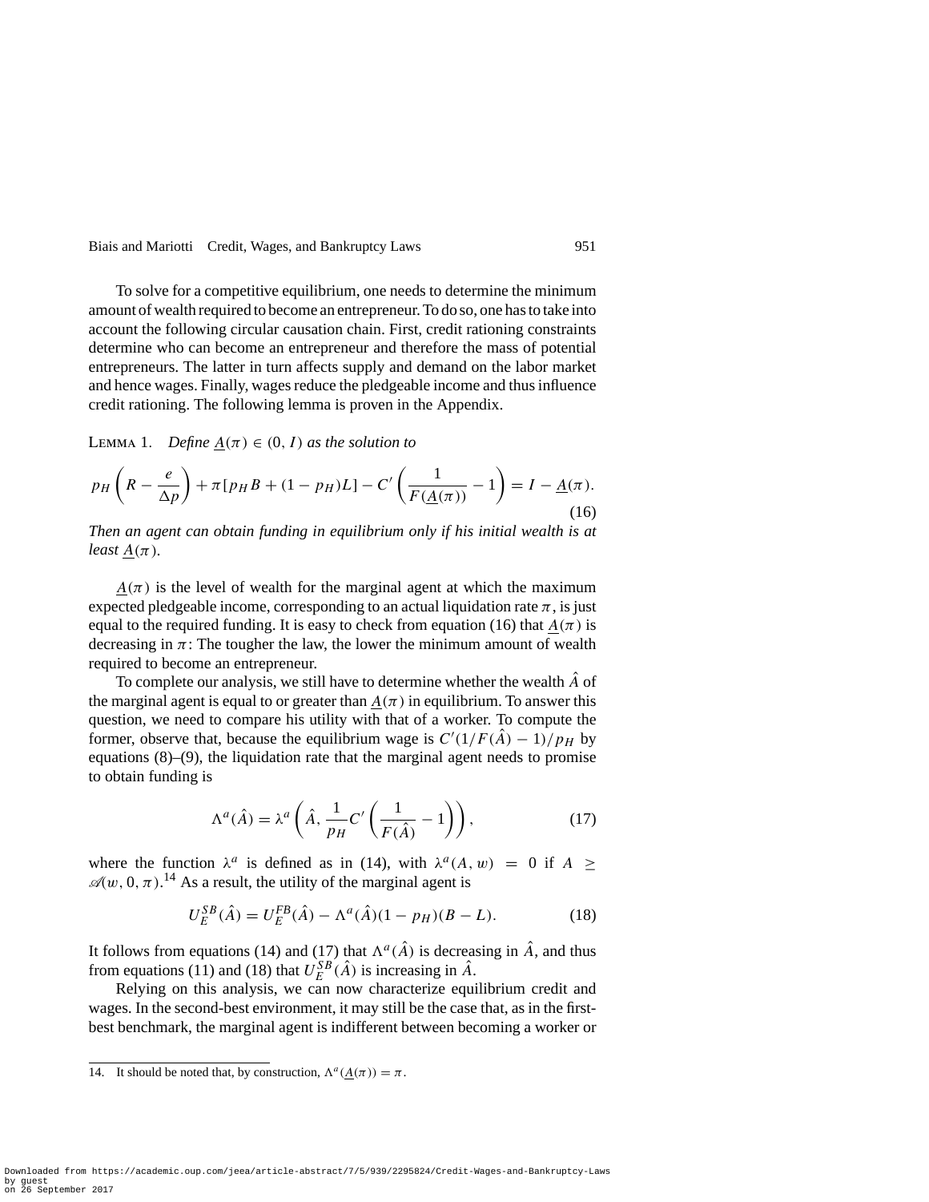To solve for a competitive equilibrium, one needs to determine the minimum amount of wealth required to become an entrepreneur. To do so, one has to take into account the following circular causation chain. First, credit rationing constraints determine who can become an entrepreneur and therefore the mass of potential entrepreneurs. The latter in turn affects supply and demand on the labor market and hence wages. Finally, wages reduce the pledgeable income and thus influence credit rationing. The following lemma is proven in the Appendix.

LEMMA 1. *Define $\underline{A}(\pi) \in (0, I)$ as the solution to*

$$p_H\left(R - \frac{e}{\Delta p}\right) + \pi[p_H B + (1 - p_H)L] - C'\left(\frac{1}{F(\underline{A}(\pi))} - 1\right) = I - \underline{A}(\pi). \tag{16}$$

*Then an agent can obtain funding in equilibrium only if his initial wealth is at least $\underline{A}(\pi)$.*

$\underline{A}(\pi)$ is the level of wealth for the marginal agent at which the maximum expected pledgeable income, corresponding to an actual liquidation rate $\pi$, is just equal to the required funding. It is easy to check from equation (16) that $\underline{A}(\pi)$ is decreasing in $\pi$: The tougher the law, the lower the minimum amount of wealth required to become an entrepreneur.

To complete our analysis, we still have to determine whether the wealth $\hat{A}$ of the marginal agent is equal to or greater than $\underline{A}(\pi)$ in equilibrium. To answer this question, we need to compare his utility with that of a worker. To compute the former, observe that, because the equilibrium wage is $C'(1/F(\hat{A}) - 1)/p_H$ by equations (8)–(9), the liquidation rate that the marginal agent needs to promise to obtain funding is

$$\Lambda^a(\hat{A}) = \lambda^a\left(\hat{A}, \frac{1}{p_H}C'\left(\frac{1}{F(\hat{A})} - 1\right)\right), \tag{17}$$

where the function $\lambda^a$ is defined as in (14), with $\lambda^a(A, w) = 0$ if $A \geq \mathscr{A}(w, 0, \pi)$.[14] As a result, the utility of the marginal agent is

$$U_E^{SB}(\hat{A}) = U_E^{FB}(\hat{A}) - \Lambda^a(\hat{A})(1 - p_H)(B - L). \tag{18}$$

It follows from equations (14) and (17) that $\Lambda^a(\hat{A})$ is decreasing in $\hat{A}$, and thus from equations (11) and (18) that $U_E^{SB}(\hat{A})$ is increasing in $\hat{A}$.

Relying on this analysis, we can now characterize equilibrium credit and wages. In the second-best environment, it may still be the case that, as in the first-best benchmark, the marginal agent is indifferent between becoming a worker or

14. It should be noted that, by construction, $\Lambda^a(\underline{A}(\pi)) = \pi$.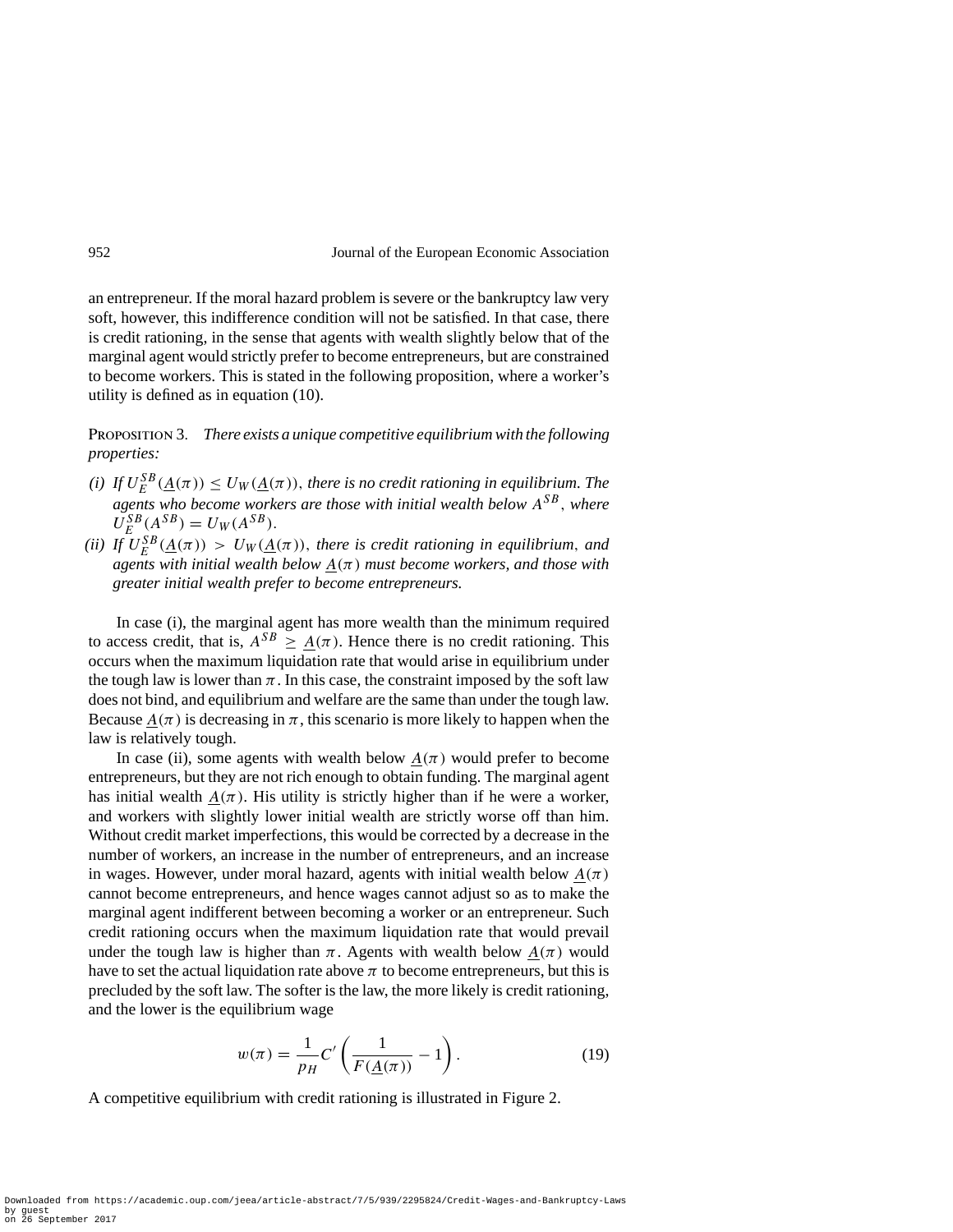an entrepreneur. If the moral hazard problem is severe or the bankruptcy law very soft, however, this indifference condition will not be satisfied. In that case, there is credit rationing, in the sense that agents with wealth slightly below that of the marginal agent would strictly prefer to become entrepreneurs, but are constrained to become workers. This is stated in the following proposition, where a worker's utility is defined as in equation (10).

PROPOSITION 3. *There exists a unique competitive equilibrium with the following properties:*

*(i) If $U_E^{SB}(\underline{A}(\pi)) \leq U_W(\underline{A}(\pi))$, there is no credit rationing in equilibrium. The agents who become workers are those with initial wealth below $A^{SB}$, where $U_E^{SB}(A^{SB}) = U_W(A^{SB})$.*

*(ii) If $U_E^{SB}(\underline{A}(\pi)) > U_W(\underline{A}(\pi))$, there is credit rationing in equilibrium, and agents with initial wealth below $\underline{A}(\pi)$ must become workers, and those with greater initial wealth prefer to become entrepreneurs.*

In case (i), the marginal agent has more wealth than the minimum required to access credit, that is, $A^{SB} \geq \underline{A}(\pi)$. Hence there is no credit rationing. This occurs when the maximum liquidation rate that would arise in equilibrium under the tough law is lower than $\pi$. In this case, the constraint imposed by the soft law does not bind, and equilibrium and welfare are the same than under the tough law. Because $\underline{A}(\pi)$ is decreasing in $\pi$, this scenario is more likely to happen when the law is relatively tough.

In case (ii), some agents with wealth below $\underline{A}(\pi)$ would prefer to become entrepreneurs, but they are not rich enough to obtain funding. The marginal agent has initial wealth $\underline{A}(\pi)$. His utility is strictly higher than if he were a worker, and workers with slightly lower initial wealth are strictly worse off than him. Without credit market imperfections, this would be corrected by a decrease in the number of workers, an increase in the number of entrepreneurs, and an increase in wages. However, under moral hazard, agents with initial wealth below $\underline{A}(\pi)$ cannot become entrepreneurs, and hence wages cannot adjust so as to make the marginal agent indifferent between becoming a worker or an entrepreneur. Such credit rationing occurs when the maximum liquidation rate that would prevail under the tough law is higher than $\pi$. Agents with wealth below $\underline{A}(\pi)$ would have to set the actual liquidation rate above $\pi$ to become entrepreneurs, but this is precluded by the soft law. The softer is the law, the more likely is credit rationing, and the lower is the equilibrium wage

$$w(\pi) = \frac{1}{p_H} C' \left( \frac{1}{F(\underline{A}(\pi))} - 1 \right). \tag{19}$$

A competitive equilibrium with credit rationing is illustrated in Figure 2.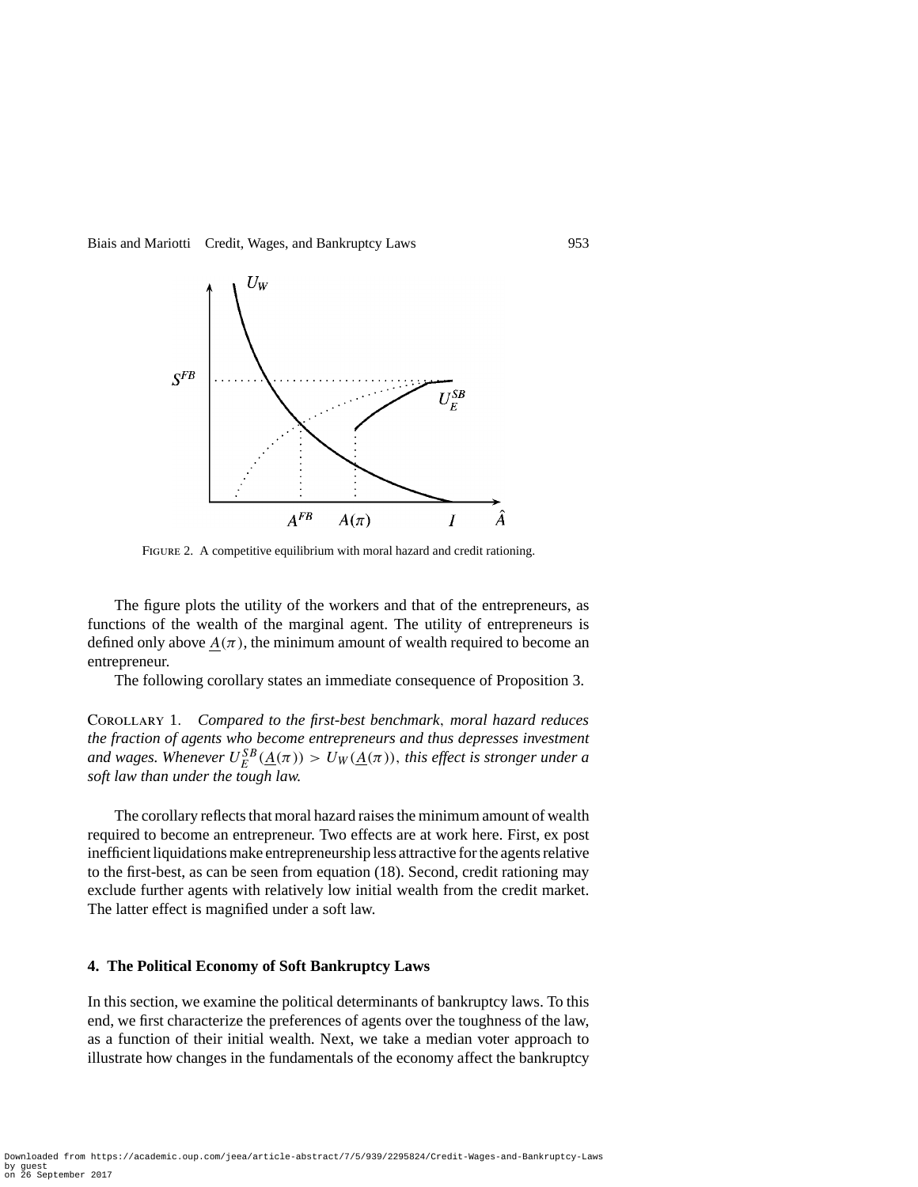FIGURE 2. A competitive equilibrium with moral hazard and credit rationing.

The figure plots the utility of the workers and that of the entrepreneurs, as functions of the wealth of the marginal agent. The utility of entrepreneurs is defined only above $\underline{A}(\pi)$, the minimum amount of wealth required to become an entrepreneur.

The following corollary states an immediate consequence of Proposition 3.

COROLLARY 1. *Compared to the first-best benchmark, moral hazard reduces the fraction of agents who become entrepreneurs and thus depresses investment and wages. Whenever $U_E^{SB}(\underline{A}(\pi)) > U_W(\underline{A}(\pi))$, this effect is stronger under a soft law than under the tough law.*

The corollary reflects that moral hazard raises the minimum amount of wealth required to become an entrepreneur. Two effects are at work here. First, ex post inefficient liquidations make entrepreneurship less attractive for the agents relative to the first-best, as can be seen from equation (18). Second, credit rationing may exclude further agents with relatively low initial wealth from the credit market. The latter effect is magnified under a soft law.

## 4. The Political Economy of Soft Bankruptcy Laws

In this section, we examine the political determinants of bankruptcy laws. To this end, we first characterize the preferences of agents over the toughness of the law, as a function of their initial wealth. Next, we take a median voter approach to illustrate how changes in the fundamentals of the economy affect the bankruptcy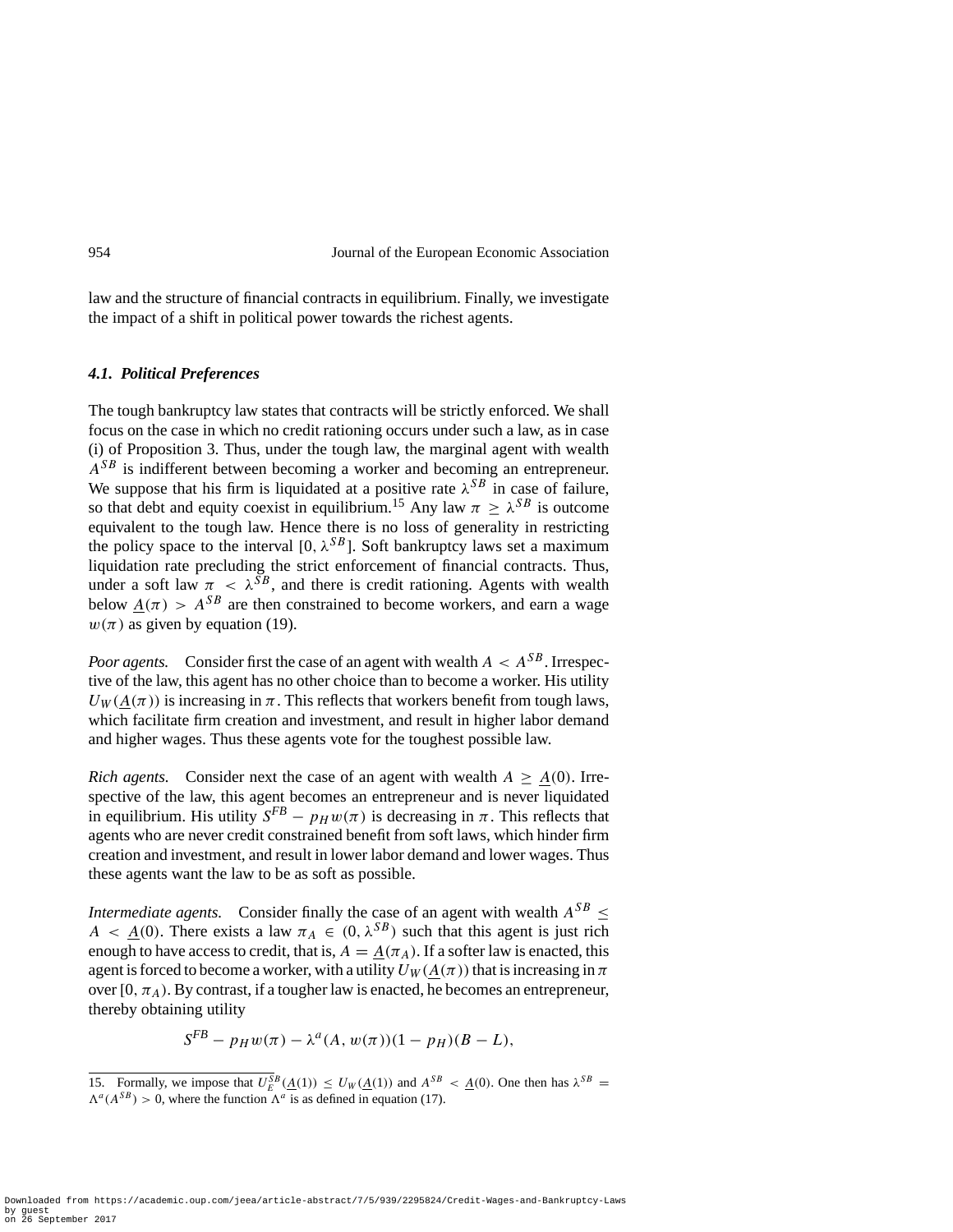law and the structure of financial contracts in equilibrium. Finally, we investigate the impact of a shift in political power towards the richest agents.

### *4.1. Political Preferences*

The tough bankruptcy law states that contracts will be strictly enforced. We shall focus on the case in which no credit rationing occurs under such a law, as in case (i) of Proposition 3. Thus, under the tough law, the marginal agent with wealth $A^{SB}$ is indifferent between becoming a worker and becoming an entrepreneur. We suppose that his firm is liquidated at a positive rate $\lambda^{SB}$ in case of failure, so that debt and equity coexist in equilibrium.[15] Any law $\pi \geq \lambda^{SB}$ is outcome equivalent to the tough law. Hence there is no loss of generality in restricting the policy space to the interval $[0, \lambda^{SB}]$. Soft bankruptcy laws set a maximum liquidation rate precluding the strict enforcement of financial contracts. Thus, under a soft law $\pi < \lambda^{SB}$, and there is credit rationing. Agents with wealth below $\underline{A}(\pi) > A^{SB}$ are then constrained to become workers, and earn a wage $w(\pi)$ as given by equation (19).

*Poor agents.* Consider first the case of an agent with wealth $A < A^{SB}$. Irrespective of the law, this agent has no other choice than to become a worker. His utility $U_W(\underline{A}(\pi))$ is increasing in $\pi$. This reflects that workers benefit from tough laws, which facilitate firm creation and investment, and result in higher labor demand and higher wages. Thus these agents vote for the toughest possible law.

*Rich agents.* Consider next the case of an agent with wealth $A \geq \underline{A}(0)$. Irrespective of the law, this agent becomes an entrepreneur and is never liquidated in equilibrium. His utility $S^{FB} - p_H w(\pi)$ is decreasing in $\pi$. This reflects that agents who are never credit constrained benefit from soft laws, which hinder firm creation and investment, and result in lower labor demand and lower wages. Thus these agents want the law to be as soft as possible.

*Intermediate agents.* Consider finally the case of an agent with wealth $A^{SB} \leq A < \underline{A}(0)$. There exists a law $\pi_A \in (0, \lambda^{SB})$ such that this agent is just rich enough to have access to credit, that is, $A = \underline{A}(\pi_A)$. If a softer law is enacted, this agent is forced to become a worker, with a utility $U_W(\underline{A}(\pi))$ that is increasing in $\pi$ over $[0, \pi_A)$. By contrast, if a tougher law is enacted, he becomes an entrepreneur, thereby obtaining utility

$$S^{FB} - p_H w(\pi) - \lambda^a(A, w(\pi))(1 - p_H)(B - L),$$

15. Formally, we impose that $U_E^{SB}(\underline{A}(1)) \leq U_W(\underline{A}(1))$ and $A^{SB} < \underline{A}(0)$. One then has $\lambda^{SB} = \Lambda^a(A^{SB}) > 0$, where the function $\Lambda^a$ is as defined in equation (17).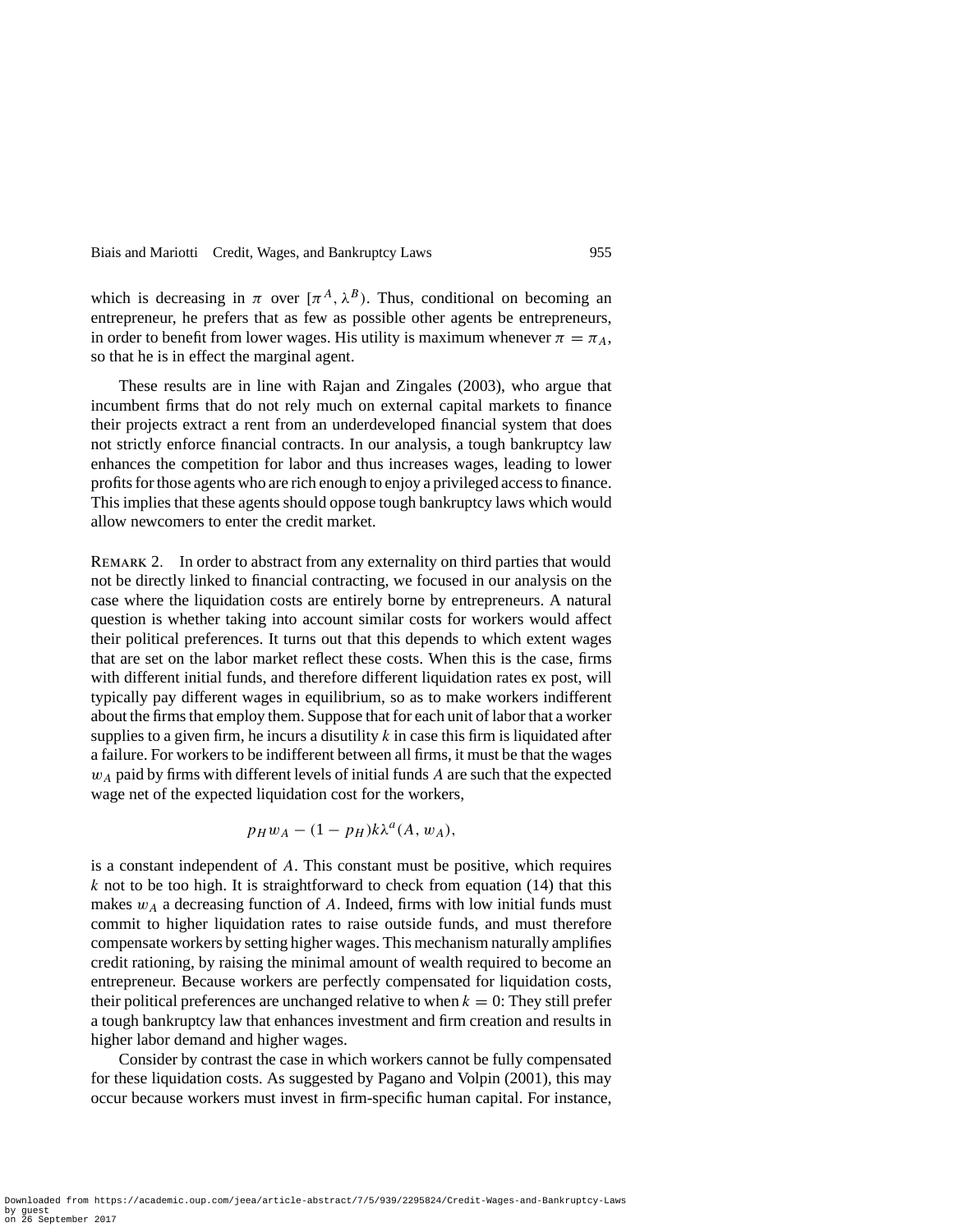which is decreasing in $\pi$ over $[\pi^A, \lambda^B)$. Thus, conditional on becoming an entrepreneur, he prefers that as few as possible other agents be entrepreneurs, in order to benefit from lower wages. His utility is maximum whenever $\pi = \pi_A$, so that he is in effect the marginal agent.

These results are in line with Rajan and Zingales (2003), who argue that incumbent firms that do not rely much on external capital markets to finance their projects extract a rent from an underdeveloped financial system that does not strictly enforce financial contracts. In our analysis, a tough bankruptcy law enhances the competition for labor and thus increases wages, leading to lower profits for those agents who are rich enough to enjoy a privileged access to finance. This implies that these agents should oppose tough bankruptcy laws which would allow newcomers to enter the credit market.

REMARK 2. In order to abstract from any externality on third parties that would not be directly linked to financial contracting, we focused in our analysis on the case where the liquidation costs are entirely borne by entrepreneurs. A natural question is whether taking into account similar costs for workers would affect their political preferences. It turns out that this depends to which extent wages that are set on the labor market reflect these costs. When this is the case, firms with different initial funds, and therefore different liquidation rates ex post, will typically pay different wages in equilibrium, so as to make workers indifferent about the firms that employ them. Suppose that for each unit of labor that a worker supplies to a given firm, he incurs a disutility $k$ in case this firm is liquidated after a failure. For workers to be indifferent between all firms, it must be that the wages $w_A$ paid by firms with different levels of initial funds $A$ are such that the expected wage net of the expected liquidation cost for the workers,

$$p_H w_A - (1 - p_H) k \lambda^a(A, w_A),$$

is a constant independent of $A$. This constant must be positive, which requires $k$ not to be too high. It is straightforward to check from equation (14) that this makes $w_A$ a decreasing function of $A$. Indeed, firms with low initial funds must commit to higher liquidation rates to raise outside funds, and must therefore compensate workers by setting higher wages. This mechanism naturally amplifies credit rationing, by raising the minimal amount of wealth required to become an entrepreneur. Because workers are perfectly compensated for liquidation costs, their political preferences are unchanged relative to when $k = 0$: They still prefer a tough bankruptcy law that enhances investment and firm creation and results in higher labor demand and higher wages.

Consider by contrast the case in which workers cannot be fully compensated for these liquidation costs. As suggested by Pagano and Volpin (2001), this may occur because workers must invest in firm-specific human capital. For instance,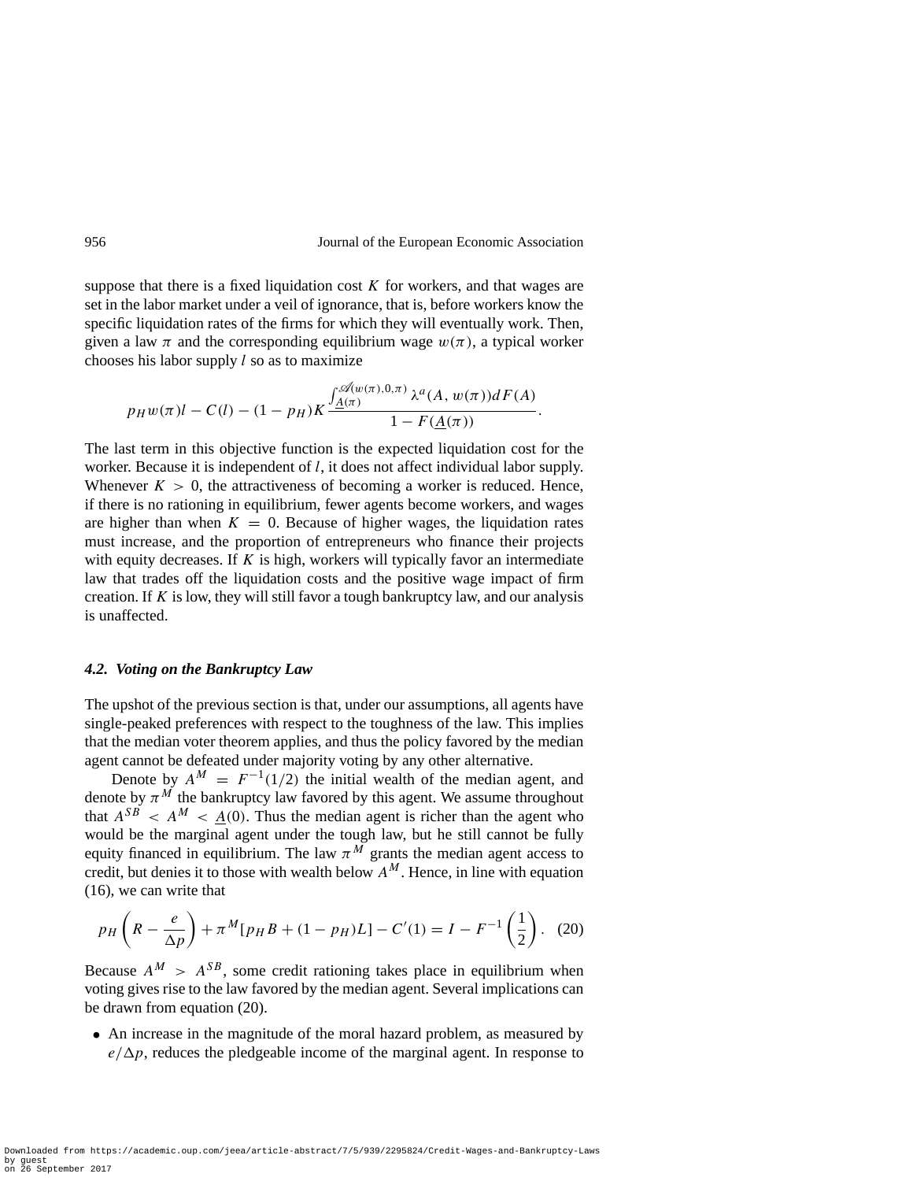suppose that there is a fixed liquidation cost $K$ for workers, and that wages are set in the labor market under a veil of ignorance, that is, before workers know the specific liquidation rates of the firms for which they will eventually work. Then, given a law $\pi$ and the corresponding equilibrium wage $w(\pi)$, a typical worker chooses his labor supply $l$ so as to maximize

$$p_H w(\pi) l - C(l) - (1 - p_H) K \frac{\int_{\underline{A}(\pi)}^{\mathscr{A}(w(\pi),0,\pi)} \lambda^a(A, w(\pi)) dF(A)}{1 - F(\underline{A}(\pi))}.$$

The last term in this objective function is the expected liquidation cost for the worker. Because it is independent of $l$, it does not affect individual labor supply. Whenever $K > 0$, the attractiveness of becoming a worker is reduced. Hence, if there is no rationing in equilibrium, fewer agents become workers, and wages are higher than when $K = 0$. Because of higher wages, the liquidation rates must increase, and the proportion of entrepreneurs who finance their projects with equity decreases. If $K$ is high, workers will typically favor an intermediate law that trades off the liquidation costs and the positive wage impact of firm creation. If $K$ is low, they will still favor a tough bankruptcy law, and our analysis is unaffected.

### *4.2. Voting on the Bankruptcy Law*

The upshot of the previous section is that, under our assumptions, all agents have single-peaked preferences with respect to the toughness of the law. This implies that the median voter theorem applies, and thus the policy favored by the median agent cannot be defeated under majority voting by any other alternative.

Denote by $A^M = F^{-1}(1/2)$ the initial wealth of the median agent, and denote by $\pi^M$ the bankruptcy law favored by this agent. We assume throughout that $A^{SB} < A^M < \underline{A}(0)$. Thus the median agent is richer than the agent who would be the marginal agent under the tough law, but he still cannot be fully equity financed in equilibrium. The law $\pi^M$ grants the median agent access to credit, but denies it to those with wealth below $A^M$. Hence, in line with equation (16), we can write that

$$p_H \left( R - \frac{e}{\Delta p} \right) + \pi^M [p_H B + (1 - p_H) L] - C'(1) = I - F^{-1}\left(\frac{1}{2}\right). \quad (20)$$

Because $A^M > A^{SB}$, some credit rationing takes place in equilibrium when voting gives rise to the law favored by the median agent. Several implications can be drawn from equation (20).

- An increase in the magnitude of the moral hazard problem, as measured by $e/\Delta p$, reduces the pledgeable income of the marginal agent. In response to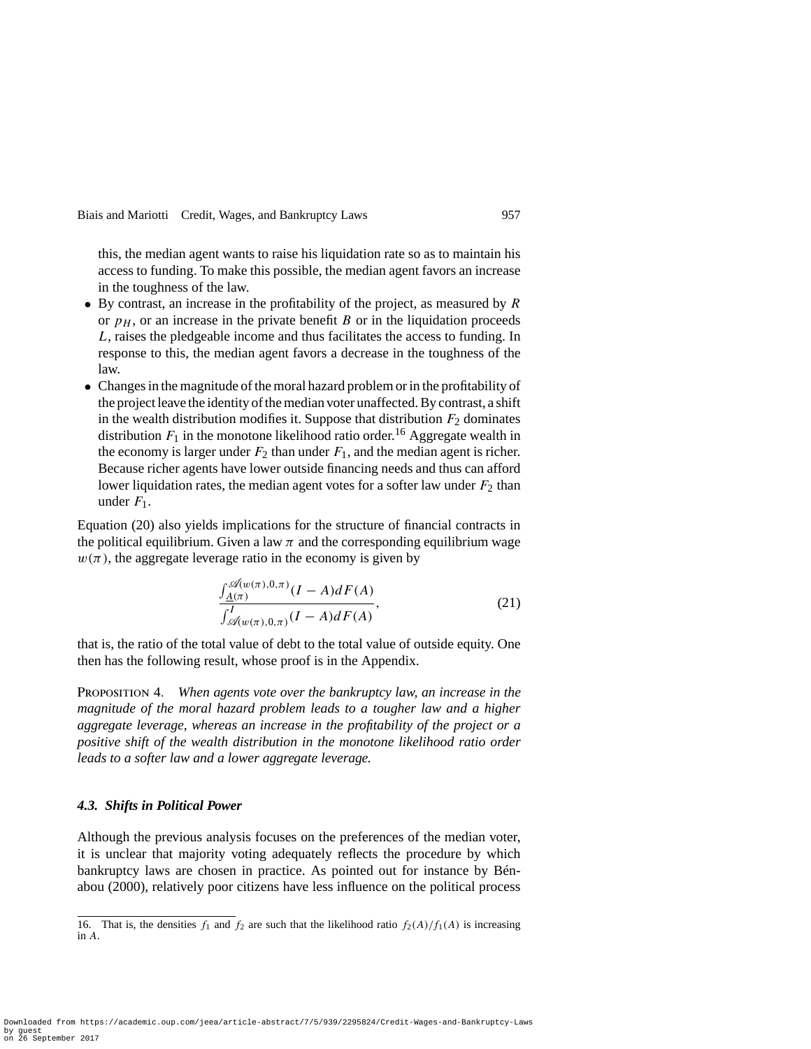this, the median agent wants to raise his liquidation rate so as to maintain his access to funding. To make this possible, the median agent favors an increase in the toughness of the law.

- By contrast, an increase in the profitability of the project, as measured by $R$ or $p_H$, or an increase in the private benefit $B$ or in the liquidation proceeds $L$, raises the pledgeable income and thus facilitates the access to funding. In response to this, the median agent favors a decrease in the toughness of the law.
- Changes in the magnitude of the moral hazard problem or in the profitability of the project leave the identity of the median voter unaffected. By contrast, a shift in the wealth distribution modifies it. Suppose that distribution $F_2$ dominates distribution $F_1$ in the monotone likelihood ratio order.[16] Aggregate wealth in the economy is larger under $F_2$ than under $F_1$, and the median agent is richer. Because richer agents have lower outside financing needs and thus can afford lower liquidation rates, the median agent votes for a softer law under $F_2$ than under $F_1$.

Equation (20) also yields implications for the structure of financial contracts in the political equilibrium. Given a law $\pi$ and the corresponding equilibrium wage $w(\pi)$, the aggregate leverage ratio in the economy is given by

$$\frac{\int_{\underline{A}(\pi)}^{\mathscr{A}(w(\pi),0,\pi)}(I-A)dF(A)}{\int_{\mathscr{A}(w(\pi),0,\pi)}^{I}(I-A)dF(A)}, \tag{21}$$

that is, the ratio of the total value of debt to the total value of outside equity. One then has the following result, whose proof is in the Appendix.

PROPOSITION 4. *When agents vote over the bankruptcy law, an increase in the magnitude of the moral hazard problem leads to a tougher law and a higher aggregate leverage, whereas an increase in the profitability of the project or a positive shift of the wealth distribution in the monotone likelihood ratio order leads to a softer law and a lower aggregate leverage.*

### *4.3. Shifts in Political Power*

Although the previous analysis focuses on the preferences of the median voter, it is unclear that majority voting adequately reflects the procedure by which bankruptcy laws are chosen in practice. As pointed out for instance by Bénabou (2000), relatively poor citizens have less influence on the political process

16. That is, the densities $f_1$ and $f_2$ are such that the likelihood ratio $f_2(A)/f_1(A)$ is increasing in $A$.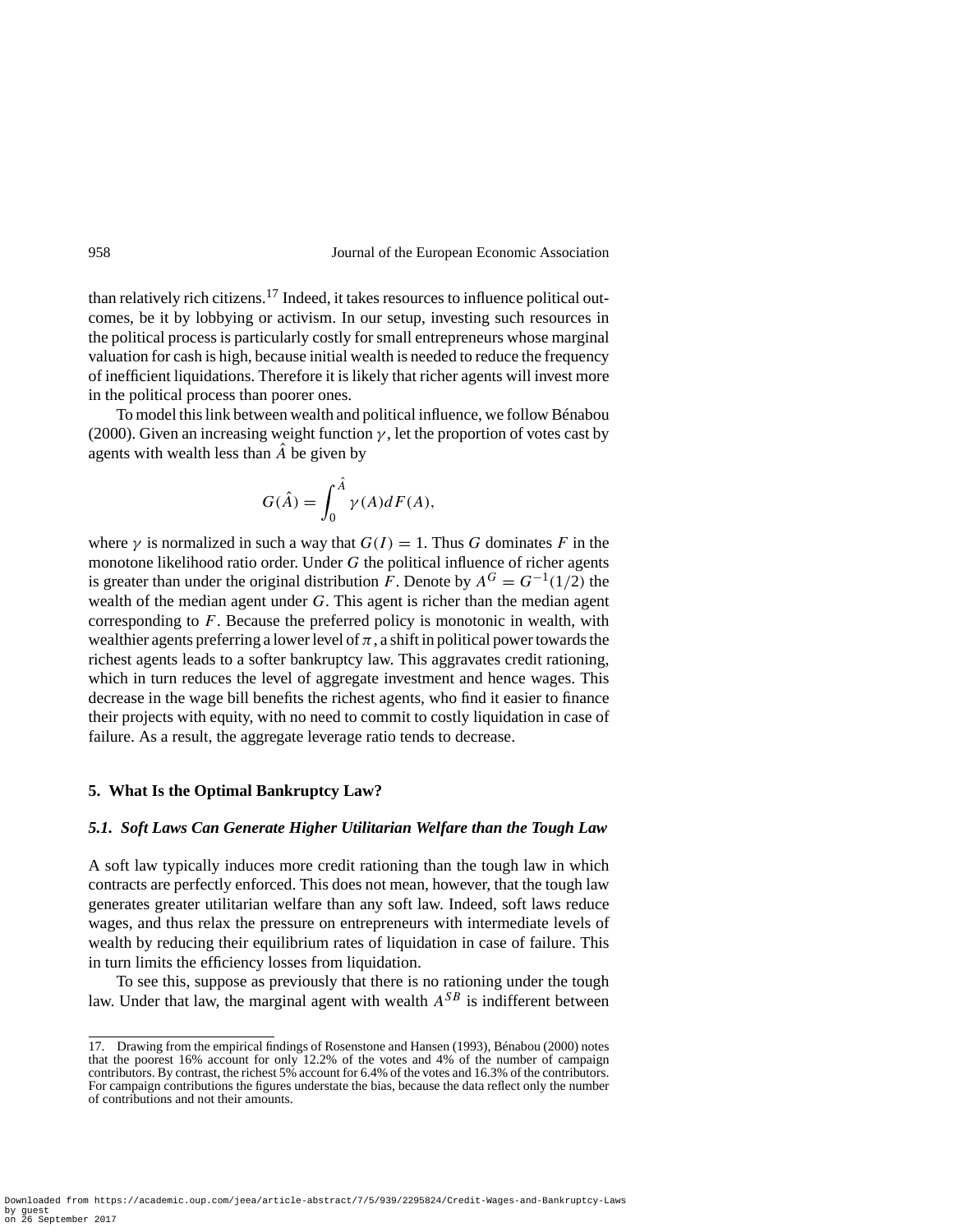than relatively rich citizens.[17] Indeed, it takes resources to influence political outcomes, be it by lobbying or activism. In our setup, investing such resources in the political process is particularly costly for small entrepreneurs whose marginal valuation for cash is high, because initial wealth is needed to reduce the frequency of inefficient liquidations. Therefore it is likely that richer agents will invest more in the political process than poorer ones.

To model this link between wealth and political influence, we follow Bénabou (2000). Given an increasing weight function $\gamma$, let the proportion of votes cast by agents with wealth less than $\hat{A}$ be given by

$$G(\hat{A}) = \int_0^{\hat{A}} \gamma(A) dF(A),$$

where $\gamma$ is normalized in such a way that $G(I) = 1$. Thus $G$ dominates $F$ in the monotone likelihood ratio order. Under $G$ the political influence of richer agents is greater than under the original distribution $F$. Denote by $A^G = G^{-1}(1/2)$ the wealth of the median agent under $G$. This agent is richer than the median agent corresponding to $F$. Because the preferred policy is monotonic in wealth, with wealthier agents preferring a lower level of $\pi$, a shift in political power towards the richest agents leads to a softer bankruptcy law. This aggravates credit rationing, which in turn reduces the level of aggregate investment and hence wages. This decrease in the wage bill benefits the richest agents, who find it easier to finance their projects with equity, with no need to commit to costly liquidation in case of failure. As a result, the aggregate leverage ratio tends to decrease.

## 5. What Is the Optimal Bankruptcy Law?

### *5.1. Soft Laws Can Generate Higher Utilitarian Welfare than the Tough Law*

A soft law typically induces more credit rationing than the tough law in which contracts are perfectly enforced. This does not mean, however, that the tough law generates greater utilitarian welfare than any soft law. Indeed, soft laws reduce wages, and thus relax the pressure on entrepreneurs with intermediate levels of wealth by reducing their equilibrium rates of liquidation in case of failure. This in turn limits the efficiency losses from liquidation.

To see this, suppose as previously that there is no rationing under the tough law. Under that law, the marginal agent with wealth $A^{SB}$ is indifferent between

17. Drawing from the empirical findings of Rosenstone and Hansen (1993), Bénabou (2000) notes that the poorest 16% account for only 12.2% of the votes and 4% of the number of campaign contributors. By contrast, the richest 5% account for 6.4% of the votes and 16.3% of the contributors. For campaign contributions the figures understate the bias, because the data reflect only the number of contributions and not their amounts.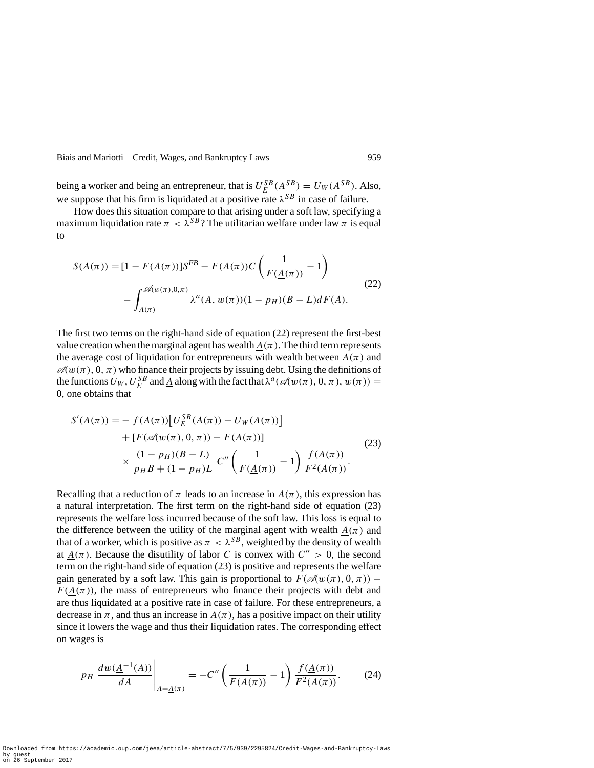being a worker and being an entrepreneur, that is $U_E^{SB}(A^{SB}) = U_W(A^{SB})$. Also, we suppose that his firm is liquidated at a positive rate $\lambda^{SB}$ in case of failure.

How does this situation compare to that arising under a soft law, specifying a maximum liquidation rate $\pi < \lambda^{SB}$? The utilitarian welfare under law $\pi$ is equal to

$$S(\underline{A}(\pi)) = [1 - F(\underline{A}(\pi))]S^{FB} - F(\underline{A}(\pi))C\left(\frac{1}{F(\underline{A}(\pi))} - 1\right) - \int_{\underline{A}(\pi)}^{\mathscr{A}(w(\pi),0,\pi)} \lambda^a(A, w(\pi))(1 - p_H)(B - L)dF(A). \tag{22}$$

The first two terms on the right-hand side of equation (22) represent the first-best value creation when the marginal agent has wealth $\underline{A}(\pi)$. The third term represents the average cost of liquidation for entrepreneurs with wealth between $\underline{A}(\pi)$ and $\mathscr{A}(w(\pi), 0, \pi)$ who finance their projects by issuing debt. Using the definitions of the functions $U_W$, $U_E^{SB}$ and $\underline{A}$ along with the fact that $\lambda^a(\mathscr{A}(w(\pi), 0, \pi), w(\pi)) = 0$, one obtains that

$$\begin{aligned} S'(\underline{A}(\pi)) = &- f(\underline{A}(\pi))\left[U_E^{SB}(\underline{A}(\pi)) - U_W(\underline{A}(\pi))\right] \\ &+ [F(\mathscr{A}(w(\pi), 0, \pi)) - F(\underline{A}(\pi))] \\ &\times \frac{(1 - p_H)(B - L)}{p_H B + (1 - p_H)L}\, C''\left(\frac{1}{F(\underline{A}(\pi))} - 1\right)\frac{f(\underline{A}(\pi))}{F^2(\underline{A}(\pi))}. \end{aligned} \tag{23}$$

Recalling that a reduction of $\pi$ leads to an increase in $\underline{A}(\pi)$, this expression has a natural interpretation. The first term on the right-hand side of equation (23) represents the welfare loss incurred because of the soft law. This loss is equal to the difference between the utility of the marginal agent with wealth $\underline{A}(\pi)$ and that of a worker, which is positive as $\pi < \lambda^{SB}$, weighted by the density of wealth at $\underline{A}(\pi)$. Because the disutility of labor $C$ is convex with $C'' > 0$, the second term on the right-hand side of equation (23) is positive and represents the welfare gain generated by a soft law. This gain is proportional to $F(\mathscr{A}(w(\pi), 0, \pi)) - F(\underline{A}(\pi))$, the mass of entrepreneurs who finance their projects with debt and are thus liquidated at a positive rate in case of failure. For these entrepreneurs, a decrease in $\pi$, and thus an increase in $\underline{A}(\pi)$, has a positive impact on their utility since it lowers the wage and thus their liquidation rates. The corresponding effect on wages is

$$p_H \left.\frac{dw(\underline{A}^{-1}(A))}{dA}\right|_{A=\underline{A}(\pi)} = -C''\left(\frac{1}{F(\underline{A}(\pi))} - 1\right)\frac{f(\underline{A}(\pi))}{F^2(\underline{A}(\pi))}. \tag{24}$$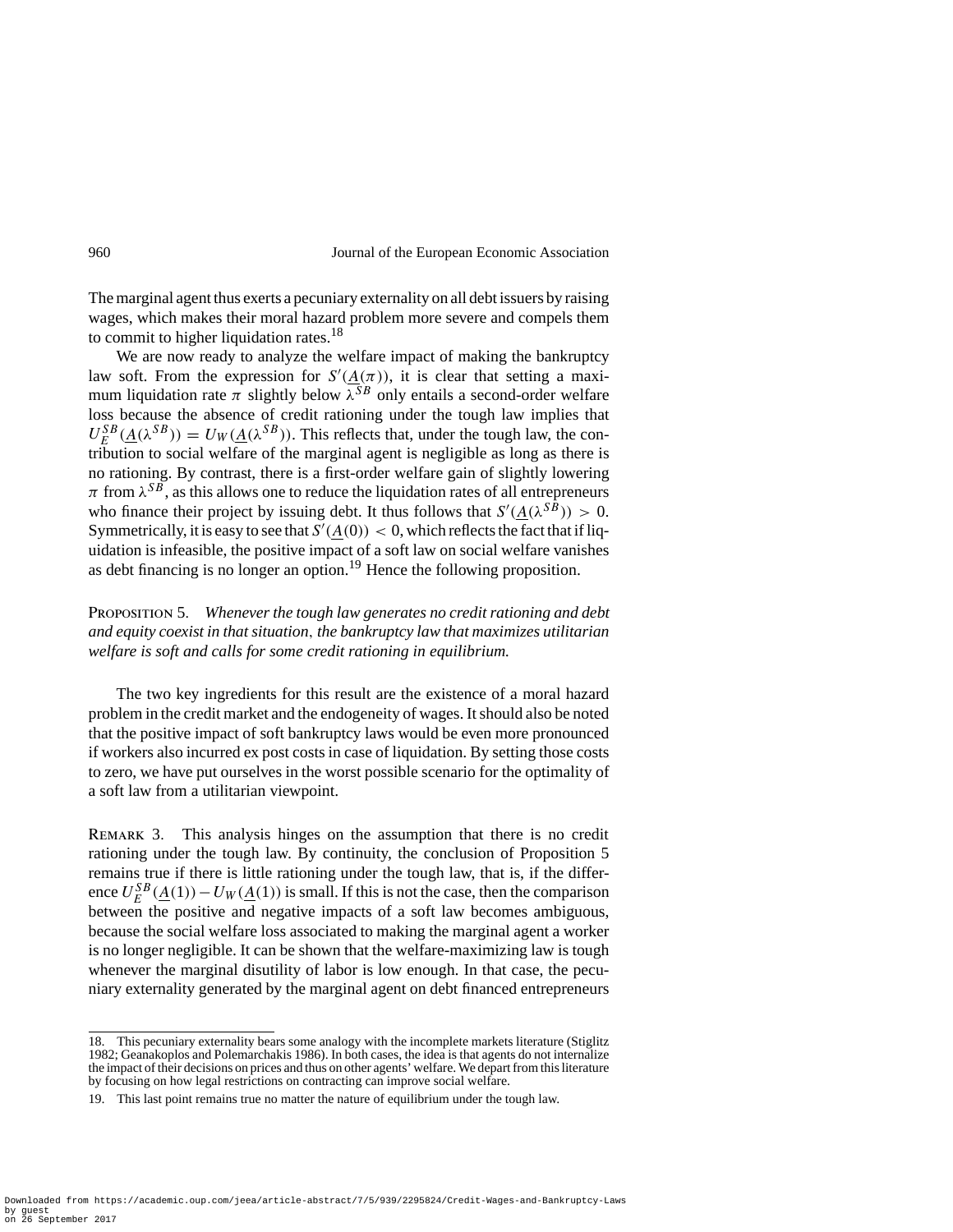The marginal agent thus exerts a pecuniary externality on all debt issuers by raising wages, which makes their moral hazard problem more severe and compels them to commit to higher liquidation rates.[18]

We are now ready to analyze the welfare impact of making the bankruptcy law soft. From the expression for $S'(\underline{A}(\pi))$, it is clear that setting a maximum liquidation rate $\pi$ slightly below $\lambda^{SB}$ only entails a second-order welfare loss because the absence of credit rationing under the tough law implies that $U_E^{SB}(\underline{A}(\lambda^{SB})) = U_W(\underline{A}(\lambda^{SB}))$. This reflects that, under the tough law, the contribution to social welfare of the marginal agent is negligible as long as there is no rationing. By contrast, there is a first-order welfare gain of slightly lowering $\pi$ from $\lambda^{SB}$, as this allows one to reduce the liquidation rates of all entrepreneurs who finance their project by issuing debt. It thus follows that $S'(\underline{A}(\lambda^{SB})) > 0$. Symmetrically, it is easy to see that $S'(\underline{A}(0)) < 0$, which reflects the fact that if liquidation is infeasible, the positive impact of a soft law on social welfare vanishes as debt financing is no longer an option.[19] Hence the following proposition.

Proposition 5. *Whenever the tough law generates no credit rationing and debt and equity coexist in that situation, the bankruptcy law that maximizes utilitarian welfare is soft and calls for some credit rationing in equilibrium.*

The two key ingredients for this result are the existence of a moral hazard problem in the credit market and the endogeneity of wages. It should also be noted that the positive impact of soft bankruptcy laws would be even more pronounced if workers also incurred ex post costs in case of liquidation. By setting those costs to zero, we have put ourselves in the worst possible scenario for the optimality of a soft law from a utilitarian viewpoint.

Remark 3. This analysis hinges on the assumption that there is no credit rationing under the tough law. By continuity, the conclusion of Proposition 5 remains true if there is little rationing under the tough law, that is, if the difference $U_E^{SB}(\underline{A}(1)) - U_W(\underline{A}(1))$ is small. If this is not the case, then the comparison between the positive and negative impacts of a soft law becomes ambiguous, because the social welfare loss associated to making the marginal agent a worker is no longer negligible. It can be shown that the welfare-maximizing law is tough whenever the marginal disutility of labor is low enough. In that case, the pecuniary externality generated by the marginal agent on debt financed entrepreneurs

18. This pecuniary externality bears some analogy with the incomplete markets literature (Stiglitz 1982; Geanakoplos and Polemarchakis 1986). In both cases, the idea is that agents do not internalize the impact of their decisions on prices and thus on other agents' welfare. We depart from this literature by focusing on how legal restrictions on contracting can improve social welfare.

19. This last point remains true no matter the nature of equilibrium under the tough law.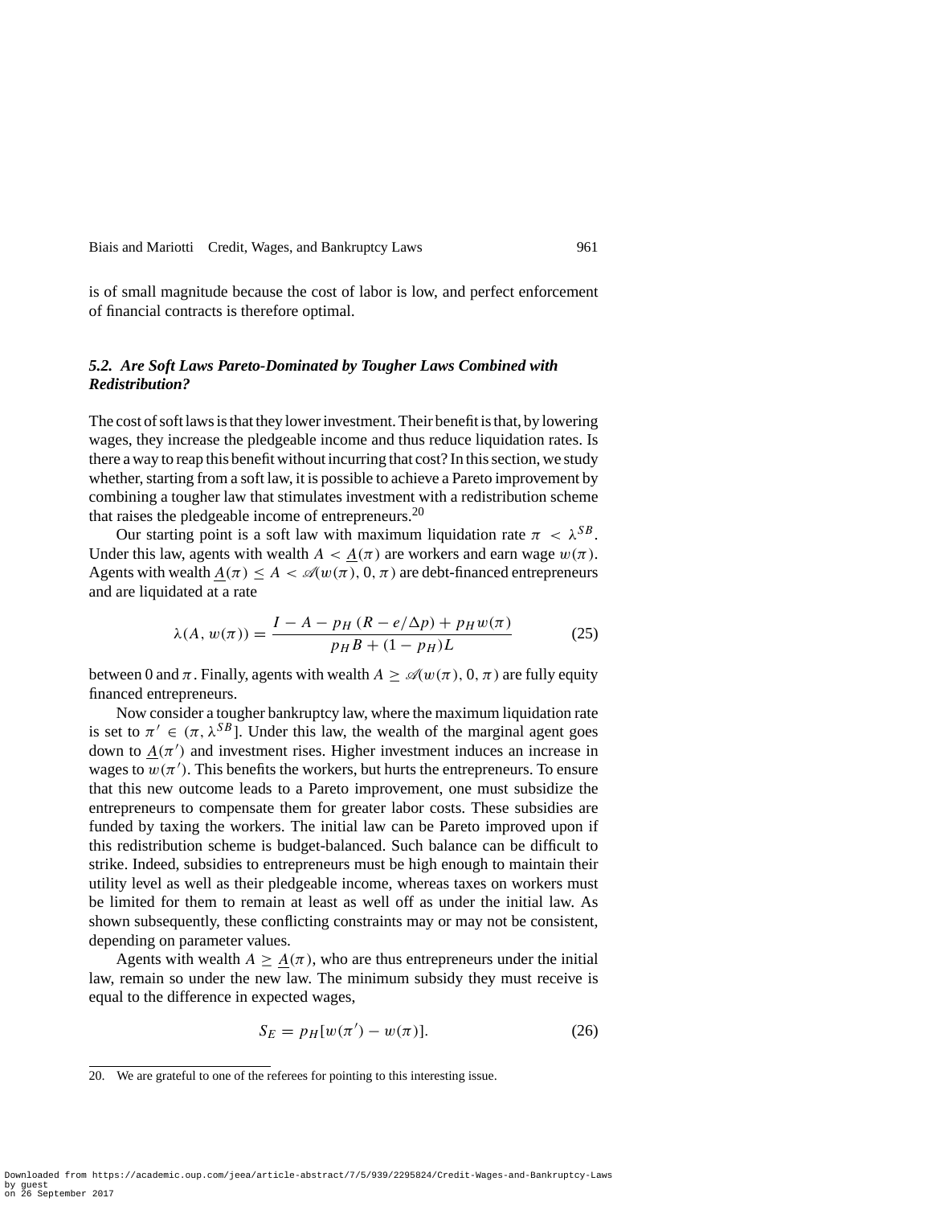is of small magnitude because the cost of labor is low, and perfect enforcement of financial contracts is therefore optimal.

### *5.2. Are Soft Laws Pareto-Dominated by Tougher Laws Combined with Redistribution?*

The cost of soft laws is that they lower investment. Their benefit is that, by lowering wages, they increase the pledgeable income and thus reduce liquidation rates. Is there a way to reap this benefit without incurring that cost? In this section, we study whether, starting from a soft law, it is possible to achieve a Pareto improvement by combining a tougher law that stimulates investment with a redistribution scheme that raises the pledgeable income of entrepreneurs.[20]

Our starting point is a soft law with maximum liquidation rate $\pi < \lambda^{SB}$. Under this law, agents with wealth $A < \underline{A}(\pi)$ are workers and earn wage $w(\pi)$. Agents with wealth $\underline{A}(\pi) \leq A < \mathscr{A}(w(\pi), 0, \pi)$ are debt-financed entrepreneurs and are liquidated at a rate

$$\lambda(A, w(\pi)) = \frac{I - A - p_H\,(R - e/\Delta p) + p_H w(\pi)}{p_H B + (1 - p_H)L} \tag{25}$$

between 0 and $\pi$. Finally, agents with wealth $A \geq \mathscr{A}(w(\pi), 0, \pi)$ are fully equity financed entrepreneurs.

Now consider a tougher bankruptcy law, where the maximum liquidation rate is set to $\pi' \in (\pi, \lambda^{SB}]$. Under this law, the wealth of the marginal agent goes down to $\underline{A}(\pi')$ and investment rises. Higher investment induces an increase in wages to $w(\pi')$. This benefits the workers, but hurts the entrepreneurs. To ensure that this new outcome leads to a Pareto improvement, one must subsidize the entrepreneurs to compensate them for greater labor costs. These subsidies are funded by taxing the workers. The initial law can be Pareto improved upon if this redistribution scheme is budget-balanced. Such balance can be difficult to strike. Indeed, subsidies to entrepreneurs must be high enough to maintain their utility level as well as their pledgeable income, whereas taxes on workers must be limited for them to remain at least as well off as under the initial law. As shown subsequently, these conflicting constraints may or may not be consistent, depending on parameter values.

Agents with wealth $A \geq \underline{A}(\pi)$, who are thus entrepreneurs under the initial law, remain so under the new law. The minimum subsidy they must receive is equal to the difference in expected wages,

$$S_E = p_H[w(\pi') - w(\pi)]. \tag{26}$$

20. We are grateful to one of the referees for pointing to this interesting issue.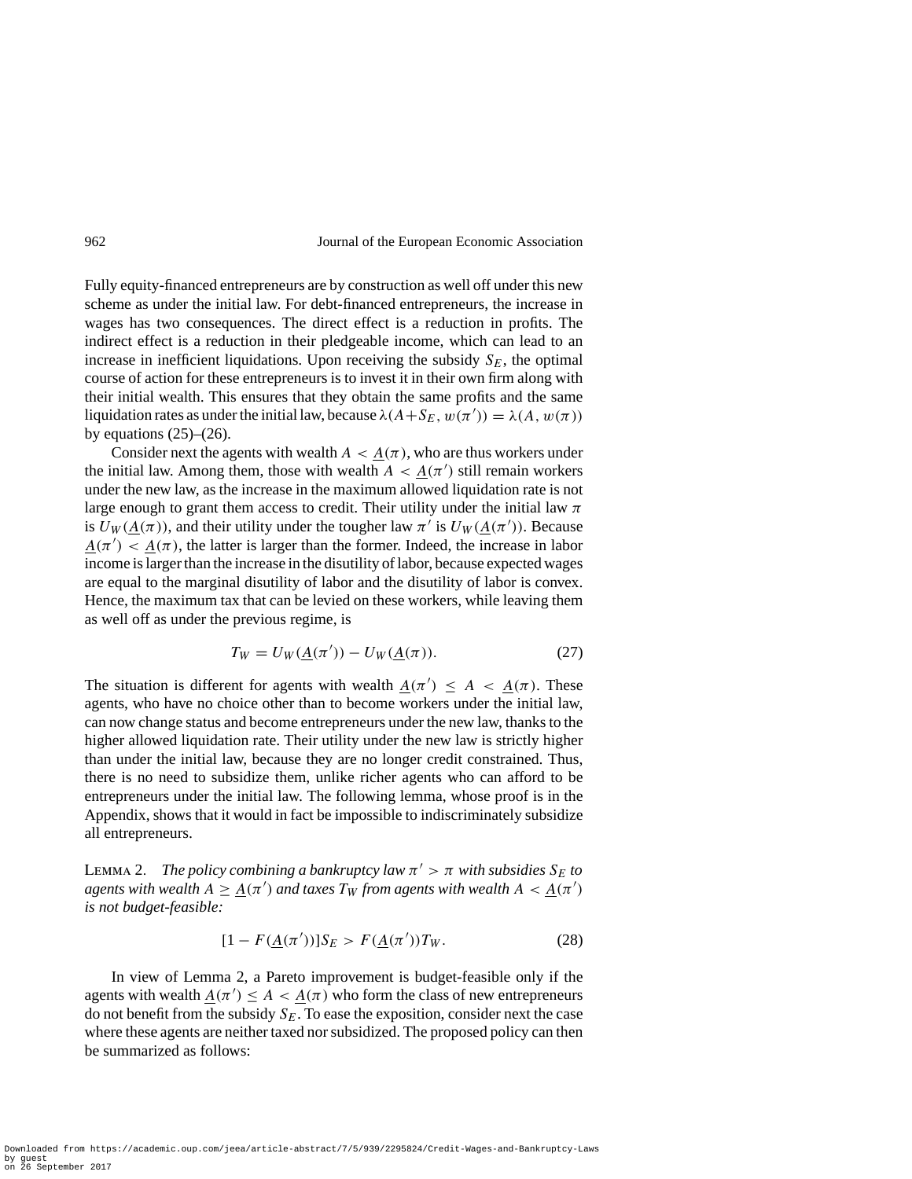Fully equity-financed entrepreneurs are by construction as well off under this new scheme as under the initial law. For debt-financed entrepreneurs, the increase in wages has two consequences. The direct effect is a reduction in profits. The indirect effect is a reduction in their pledgeable income, which can lead to an increase in inefficient liquidations. Upon receiving the subsidy $S_E$, the optimal course of action for these entrepreneurs is to invest it in their own firm along with their initial wealth. This ensures that they obtain the same profits and the same liquidation rates as under the initial law, because $\lambda(A+S_E, w(\pi')) = \lambda(A, w(\pi))$ by equations (25)–(26).

Consider next the agents with wealth $A < \underline{A}(\pi)$, who are thus workers under the initial law. Among them, those with wealth $A < \underline{A}(\pi')$ still remain workers under the new law, as the increase in the maximum allowed liquidation rate is not large enough to grant them access to credit. Their utility under the initial law $\pi$ is $U_W(\underline{A}(\pi))$, and their utility under the tougher law $\pi'$ is $U_W(\underline{A}(\pi'))$. Because $\underline{A}(\pi') < \underline{A}(\pi)$, the latter is larger than the former. Indeed, the increase in labor income is larger than the increase in the disutility of labor, because expected wages are equal to the marginal disutility of labor and the disutility of labor is convex. Hence, the maximum tax that can be levied on these workers, while leaving them as well off as under the previous regime, is

$$T_W = U_W(\underline{A}(\pi')) - U_W(\underline{A}(\pi)). \tag{27}$$

The situation is different for agents with wealth $\underline{A}(\pi') \leq A < \underline{A}(\pi)$. These agents, who have no choice other than to become workers under the initial law, can now change status and become entrepreneurs under the new law, thanks to the higher allowed liquidation rate. Their utility under the new law is strictly higher than under the initial law, because they are no longer credit constrained. Thus, there is no need to subsidize them, unlike richer agents who can afford to be entrepreneurs under the initial law. The following lemma, whose proof is in the Appendix, shows that it would in fact be impossible to indiscriminately subsidize all entrepreneurs.

LEMMA 2. *The policy combining a bankruptcy law $\pi' > \pi$ with subsidies $S_E$ to agents with wealth $A \geq \underline{A}(\pi')$ and taxes $T_W$ from agents with wealth $A < \underline{A}(\pi')$ is not budget-feasible:*

$$[1 - F(\underline{A}(\pi'))]S_E > F(\underline{A}(\pi'))T_W. \tag{28}$$

In view of Lemma 2, a Pareto improvement is budget-feasible only if the agents with wealth $\underline{A}(\pi') \leq A < \underline{A}(\pi)$ who form the class of new entrepreneurs do not benefit from the subsidy $S_E$. To ease the exposition, consider next the case where these agents are neither taxed nor subsidized. The proposed policy can then be summarized as follows: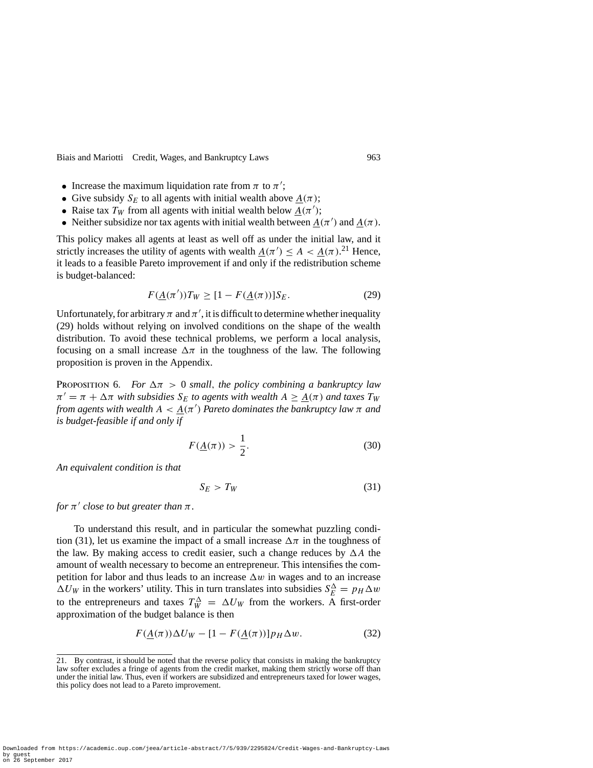- Increase the maximum liquidation rate from $\pi$ to $\pi'$;
- Give subsidy $S_E$ to all agents with initial wealth above $\underline{A}(\pi)$;
- Raise tax $T_W$ from all agents with initial wealth below $\underline{A}(\pi')$;
- Neither subsidize nor tax agents with initial wealth between $\underline{A}(\pi')$ and $\underline{A}(\pi)$.

This policy makes all agents at least as well off as under the initial law, and it strictly increases the utility of agents with wealth $\underline{A}(\pi') \leq A < \underline{A}(\pi)$.[21] Hence, it leads to a feasible Pareto improvement if and only if the redistribution scheme is budget-balanced:

$$F(\underline{A}(\pi'))T_W \geq [1 - F(\underline{A}(\pi))]S_E. \tag{29}$$

Unfortunately, for arbitrary $\pi$ and $\pi'$, it is difficult to determine whether inequality (29) holds without relying on involved conditions on the shape of the wealth distribution. To avoid these technical problems, we perform a local analysis, focusing on a small increase $\Delta\pi$ in the toughness of the law. The following proposition is proven in the Appendix.

Proposition 6. *For $\Delta\pi > 0$ small, the policy combining a bankruptcy law $\pi' = \pi + \Delta\pi$ with subsidies $S_E$ to agents with wealth $A \geq \underline{A}(\pi)$ and taxes $T_W$ from agents with wealth $A < \underline{A}(\pi')$ Pareto dominates the bankruptcy law $\pi$ and is budget-feasible if and only if*

$$F(\underline{A}(\pi)) > \frac{1}{2}. \tag{30}$$

*An equivalent condition is that*

$$S_E > T_W \tag{31}$$

*for $\pi'$ close to but greater than $\pi$.*

To understand this result, and in particular the somewhat puzzling condition (31), let us examine the impact of a small increase $\Delta\pi$ in the toughness of the law. By making access to credit easier, such a change reduces by $\Delta A$ the amount of wealth necessary to become an entrepreneur. This intensifies the competition for labor and thus leads to an increase $\Delta w$ in wages and to an increase $\Delta U_W$ in the workers' utility. This in turn translates into subsidies $S_E^{\Delta} = p_H \Delta w$ to the entrepreneurs and taxes $T_W^{\Delta} = \Delta U_W$ from the workers. A first-order approximation of the budget balance is then

$$F(\underline{A}(\pi))\Delta U_W - [1 - F(\underline{A}(\pi))]p_H \Delta w. \tag{32}$$

21. By contrast, it should be noted that the reverse policy that consists in making the bankruptcy law softer excludes a fringe of agents from the credit market, making them strictly worse off than under the initial law. Thus, even if workers are subsidized and entrepreneurs taxed for lower wages, this policy does not lead to a Pareto improvement.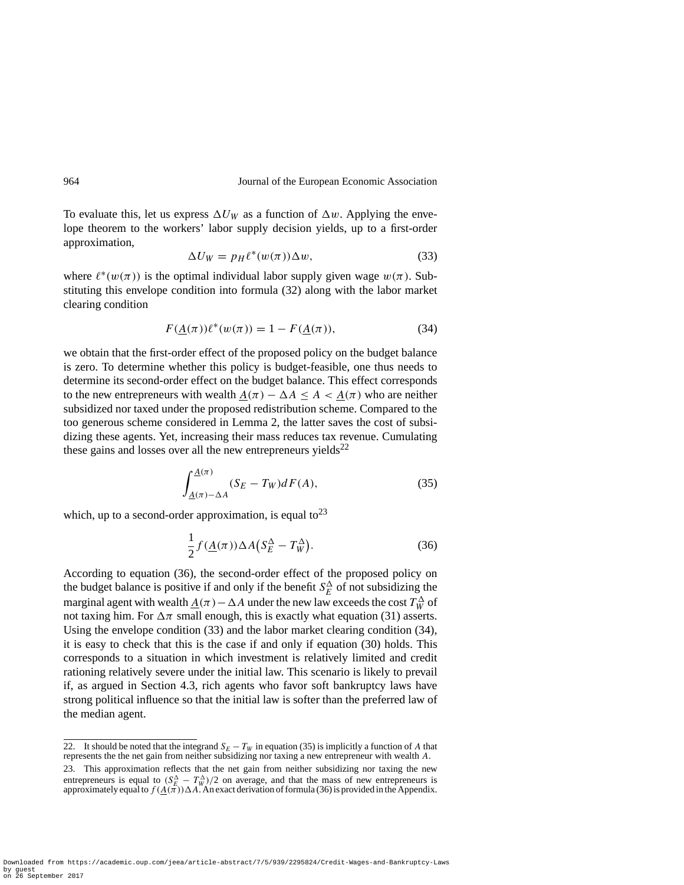To evaluate this, let us express $\Delta U_W$ as a function of $\Delta w$. Applying the envelope theorem to the workers' labor supply decision yields, up to a first-order approximation,

$$\Delta U_W = p_H \ell^*(w(\pi))\Delta w, \tag{33}$$

where $\ell^*(w(\pi))$ is the optimal individual labor supply given wage $w(\pi)$. Substituting this envelope condition into formula (32) along with the labor market clearing condition

$$F(\underline{A}(\pi))\ell^*(w(\pi)) = 1 - F(\underline{A}(\pi)), \tag{34}$$

we obtain that the first-order effect of the proposed policy on the budget balance is zero. To determine whether this policy is budget-feasible, one thus needs to determine its second-order effect on the budget balance. This effect corresponds to the new entrepreneurs with wealth $\underline{A}(\pi) - \Delta A \leq A < \underline{A}(\pi)$ who are neither subsidized nor taxed under the proposed redistribution scheme. Compared to the too generous scheme considered in Lemma 2, the latter saves the cost of subsidizing these agents. Yet, increasing their mass reduces tax revenue. Cumulating these gains and losses over all the new entrepreneurs yields[22]

$$\int_{\underline{A}(\pi)-\Delta A}^{\underline{A}(\pi)} (S_E - T_W)dF(A), \tag{35}$$

which, up to a second-order approximation, is equal to[23]

$$\frac{1}{2} f(\underline{A}(\pi))\Delta A\big(S_E^{\Delta} - T_W^{\Delta}\big). \tag{36}$$

According to equation (36), the second-order effect of the proposed policy on the budget balance is positive if and only if the benefit $S_E^{\Delta}$ of not subsidizing the marginal agent with wealth $\underline{A}(\pi) - \Delta A$ under the new law exceeds the cost $T_W^{\Delta}$ of not taxing him. For $\Delta\pi$ small enough, this is exactly what equation (31) asserts. Using the envelope condition (33) and the labor market clearing condition (34), it is easy to check that this is the case if and only if equation (30) holds. This corresponds to a situation in which investment is relatively limited and credit rationing relatively severe under the initial law. This scenario is likely to prevail if, as argued in Section 4.3, rich agents who favor soft bankruptcy laws have strong political influence so that the initial law is softer than the preferred law of the median agent.

---

22. It should be noted that the integrand $S_E - T_W$ in equation (35) is implicitly a function of $A$ that represents the the net gain from neither subsidizing nor taxing a new entrepreneur with wealth $A$.

23. This approximation reflects that the net gain from neither subsidizing nor taxing the new entrepreneurs is equal to $(S_E^{\Delta} - T_W^{\Delta})/2$ on average, and that the mass of new entrepreneurs is approximately equal to $f(\underline{A}(\pi))\Delta A$. An exact derivation of formula (36) is provided in the Appendix.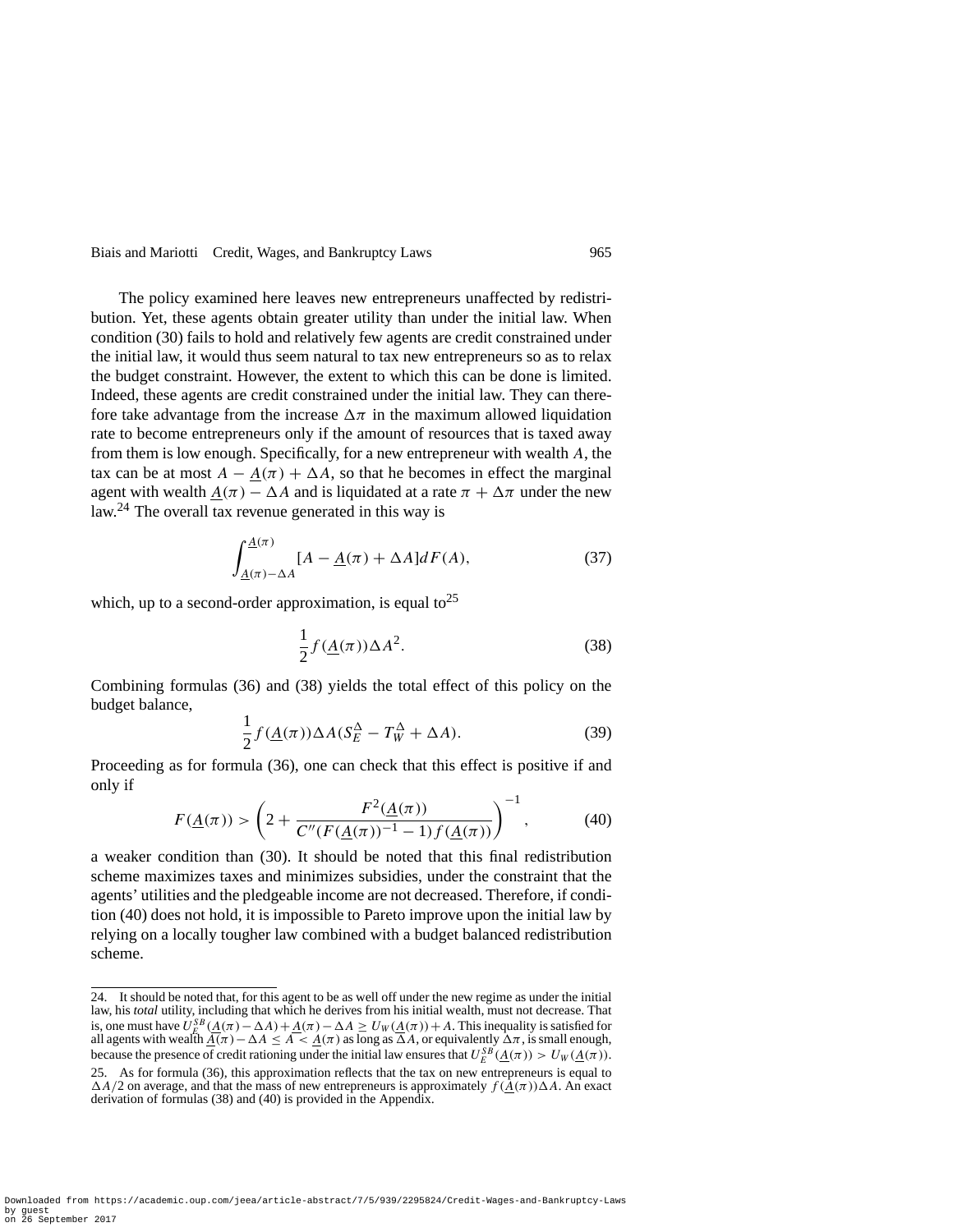The policy examined here leaves new entrepreneurs unaffected by redistribution. Yet, these agents obtain greater utility than under the initial law. When condition (30) fails to hold and relatively few agents are credit constrained under the initial law, it would thus seem natural to tax new entrepreneurs so as to relax the budget constraint. However, the extent to which this can be done is limited. Indeed, these agents are credit constrained under the initial law. They can therefore take advantage from the increase $\Delta\pi$ in the maximum allowed liquidation rate to become entrepreneurs only if the amount of resources that is taxed away from them is low enough. Specifically, for a new entrepreneur with wealth $A$, the tax can be at most $A - \underline{A}(\pi) + \Delta A$, so that he becomes in effect the marginal agent with wealth $\underline{A}(\pi) - \Delta A$ and is liquidated at a rate $\pi + \Delta\pi$ under the new law.[24] The overall tax revenue generated in this way is

$$\int_{\underline{A}(\pi)-\Delta A}^{\underline{A}(\pi)} [A - \underline{A}(\pi) + \Delta A] dF(A), \tag{37}$$

which, up to a second-order approximation, is equal to[25]

$$\frac{1}{2} f(\underline{A}(\pi)) \Delta A^2. \tag{38}$$

Combining formulas (36) and (38) yields the total effect of this policy on the budget balance,

$$\frac{1}{2} f(\underline{A}(\pi)) \Delta A (S_E^{\Delta} - T_W^{\Delta} + \Delta A). \tag{39}$$

Proceeding as for formula (36), one can check that this effect is positive if and only if

$$F(\underline{A}(\pi)) > \left(2 + \frac{F^2(\underline{A}(\pi))}{C''(F(\underline{A}(\pi))^{-1} - 1) f(\underline{A}(\pi))}\right)^{-1}, \tag{40}$$

a weaker condition than (30). It should be noted that this final redistribution scheme maximizes taxes and minimizes subsidies, under the constraint that the agents' utilities and the pledgeable income are not decreased. Therefore, if condition (40) does not hold, it is impossible to Pareto improve upon the initial law by relying on a locally tougher law combined with a budget balanced redistribution scheme.

---

24. It should be noted that, for this agent to be as well off under the new regime as under the initial law, his *total* utility, including that which he derives from his initial wealth, must not decrease. That is, one must have $U_E^{SB}(\underline{A}(\pi) - \Delta A) + \underline{A}(\pi) - \Delta A \geq U_W(\underline{A}(\pi)) + A$. This inequality is satisfied for all agents with wealth $\underline{A}(\pi) - \Delta A \leq A < \underline{A}(\pi)$ as long as $\Delta A$, or equivalently $\Delta\pi$, is small enough, because the presence of credit rationing under the initial law ensures that $U_E^{SB}(\underline{A}(\pi)) > U_W(\underline{A}(\pi))$.

25. As for formula (36), this approximation reflects that the tax on new entrepreneurs is equal to $\Delta A/2$ on average, and that the mass of new entrepreneurs is approximately $f(\underline{A}(\pi))\Delta A$. An exact derivation of formulas (38) and (40) is provided in the Appendix.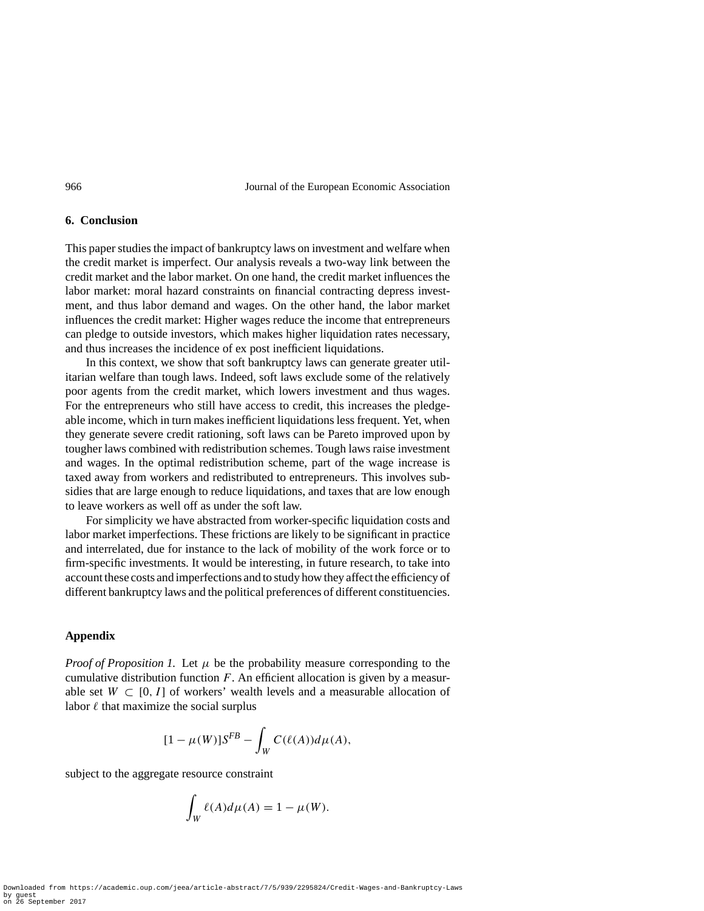## 6. Conclusion

This paper studies the impact of bankruptcy laws on investment and welfare when the credit market is imperfect. Our analysis reveals a two-way link between the credit market and the labor market. On one hand, the credit market influences the labor market: moral hazard constraints on financial contracting depress investment, and thus labor demand and wages. On the other hand, the labor market influences the credit market: Higher wages reduce the income that entrepreneurs can pledge to outside investors, which makes higher liquidation rates necessary, and thus increases the incidence of ex post inefficient liquidations.

In this context, we show that soft bankruptcy laws can generate greater utilitarian welfare than tough laws. Indeed, soft laws exclude some of the relatively poor agents from the credit market, which lowers investment and thus wages. For the entrepreneurs who still have access to credit, this increases the pledgeable income, which in turn makes inefficient liquidations less frequent. Yet, when they generate severe credit rationing, soft laws can be Pareto improved upon by tougher laws combined with redistribution schemes. Tough laws raise investment and wages. In the optimal redistribution scheme, part of the wage increase is taxed away from workers and redistributed to entrepreneurs. This involves subsidies that are large enough to reduce liquidations, and taxes that are low enough to leave workers as well off as under the soft law.

For simplicity we have abstracted from worker-specific liquidation costs and labor market imperfections. These frictions are likely to be significant in practice and interrelated, due for instance to the lack of mobility of the work force or to firm-specific investments. It would be interesting, in future research, to take into account these costs and imperfections and to study how they affect the efficiency of different bankruptcy laws and the political preferences of different constituencies.

## Appendix

*Proof of Proposition 1.* Let $\mu$ be the probability measure corresponding to the cumulative distribution function $F$. An efficient allocation is given by a measurable set $W \subset [0, I]$ of workers' wealth levels and a measurable allocation of labor $\ell$ that maximize the social surplus

$$[1 - \mu(W)]S^{FB} - \int_W C(\ell(A))d\mu(A),$$

subject to the aggregate resource constraint

$$\int_W \ell(A)d\mu(A) = 1 - \mu(W).$$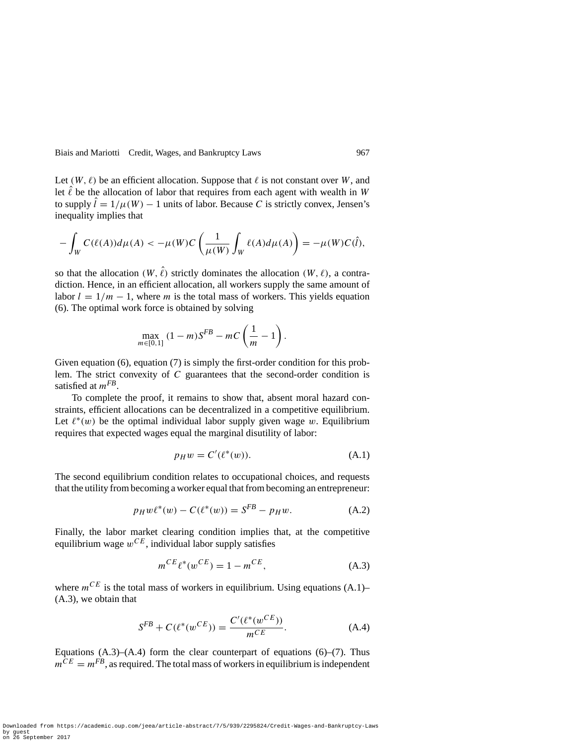Let $(W, \ell)$ be an efficient allocation. Suppose that $\ell$ is not constant over $W$, and let $\hat{\ell}$ be the allocation of labor that requires from each agent with wealth in $W$ to supply $\hat{l} = 1/\mu(W) - 1$ units of labor. Because $C$ is strictly convex, Jensen's inequality implies that

$$-\int_W C(\ell(A))d\mu(A) < -\mu(W)C\left(\frac{1}{\mu(W)}\int_W \ell(A)d\mu(A)\right) = -\mu(W)C(\hat{l}),$$

so that the allocation $(W, \hat{\ell})$ strictly dominates the allocation $(W, \ell)$, a contradiction. Hence, in an efficient allocation, all workers supply the same amount of labor $l = 1/m - 1$, where $m$ is the total mass of workers. This yields equation (6). The optimal work force is obtained by solving

$$\max_{m \in [0,1]} (1-m)S^{FB} - mC\left(\frac{1}{m} - 1\right).$$

Given equation (6), equation (7) is simply the first-order condition for this problem. The strict convexity of $C$ guarantees that the second-order condition is satisfied at $m^{FB}$.

To complete the proof, it remains to show that, absent moral hazard constraints, efficient allocations can be decentralized in a competitive equilibrium. Let $\ell^*(w)$ be the optimal individual labor supply given wage $w$. Equilibrium requires that expected wages equal the marginal disutility of labor:

$$p_H w = C'(\ell^*(w)). \tag{A.1}$$

The second equilibrium condition relates to occupational choices, and requests that the utility from becoming a worker equal that from becoming an entrepreneur:

$$p_H w \ell^*(w) - C(\ell^*(w)) = S^{FB} - p_H w. \tag{A.2}$$

Finally, the labor market clearing condition implies that, at the competitive equilibrium wage $w^{CE}$, individual labor supply satisfies

$$m^{CE}\ell^*(w^{CE}) = 1 - m^{CE}, \tag{A.3}$$

where $m^{CE}$ is the total mass of workers in equilibrium. Using equations (A.1)–(A.3), we obtain that

$$S^{FB} + C(\ell^*(w^{CE})) = \frac{C'(\ell^*(w^{CE}))}{m^{CE}}. \tag{A.4}$$

Equations (A.3)–(A.4) form the clear counterpart of equations (6)–(7). Thus $m^{CE} = m^{FB}$, as required. The total mass of workers in equilibrium is independent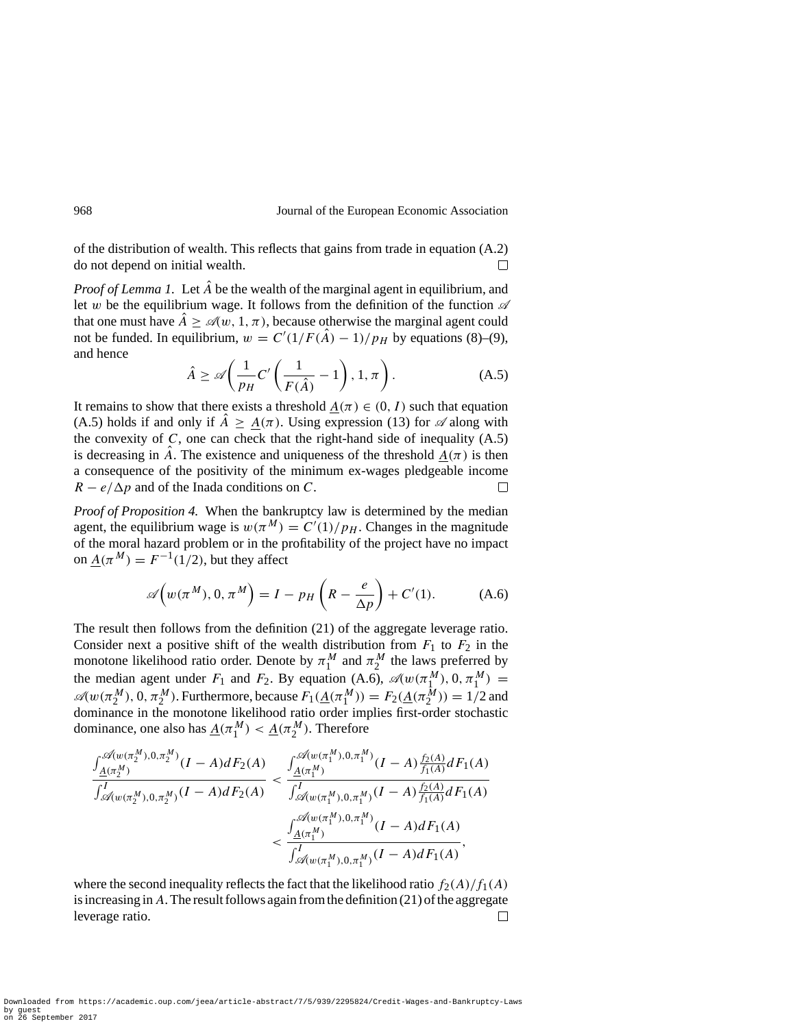of the distribution of wealth. This reflects that gains from trade in equation (A.2) do not depend on initial wealth. $\square$

*Proof of Lemma 1.* Let $\hat{A}$ be the wealth of the marginal agent in equilibrium, and let $w$ be the equilibrium wage. It follows from the definition of the function $\mathscr{A}$ that one must have $\hat{A} \geq \mathscr{A}(w, 1, \pi)$, because otherwise the marginal agent could not be funded. In equilibrium, $w = C'(1/F(\hat{A}) - 1)/p_H$ by equations (8)–(9), and hence

$$\hat{A} \geq \mathscr{A}\left(\frac{1}{p_H} C'\left(\frac{1}{F(\hat{A})} - 1\right), 1, \pi\right). \tag{A.5}$$

It remains to show that there exists a threshold $\underline{A}(\pi) \in (0, I)$ such that equation (A.5) holds if and only if $\hat{A} \geq \underline{A}(\pi)$. Using expression (13) for $\mathscr{A}$ along with the convexity of $C$, one can check that the right-hand side of inequality (A.5) is decreasing in $\hat{A}$. The existence and uniqueness of the threshold $\underline{A}(\pi)$ is then a consequence of the positivity of the minimum ex-wages pledgeable income $R - e/\Delta p$ and of the Inada conditions on $C$. $\square$

*Proof of Proposition 4.* When the bankruptcy law is determined by the median agent, the equilibrium wage is $w(\pi^M) = C'(1)/p_H$. Changes in the magnitude of the moral hazard problem or in the profitability of the project have no impact on $\underline{A}(\pi^M) = F^{-1}(1/2)$, but they affect

$$\mathscr{A}\Big(w(\pi^M), 0, \pi^M\Big) = I - p_H\left(R - \frac{e}{\Delta p}\right) + C'(1). \tag{A.6}$$

The result then follows from the definition (21) of the aggregate leverage ratio. Consider next a positive shift of the wealth distribution from $F_1$ to $F_2$ in the monotone likelihood ratio order. Denote by $\pi_1^M$ and $\pi_2^M$ the laws preferred by the median agent under $F_1$ and $F_2$. By equation (A.6), $\mathscr{A}(w(\pi_1^M), 0, \pi_1^M) = \mathscr{A}(w(\pi_2^M), 0, \pi_2^M)$. Furthermore, because $F_1(\underline{A}(\pi_1^M)) = F_2(\underline{A}(\pi_2^M)) = 1/2$ and dominance in the monotone likelihood ratio order implies first-order stochastic dominance, one also has $\underline{A}(\pi_1^M) < \underline{A}(\pi_2^M)$. Therefore

$$\begin{aligned}
\frac{\int_{\underline{A}(\pi_2^M)}^{\mathscr{A}(w(\pi_2^M),0,\pi_2^M)} (I - A)\, dF_2(A)}{\int_{\mathscr{A}(w(\pi_2^M),0,\pi_2^M)}^{I} (I - A)\, dF_2(A)} &< \frac{\int_{\underline{A}(\pi_1^M)}^{\mathscr{A}(w(\pi_1^M),0,\pi_1^M)} (I - A) \frac{f_2(A)}{f_1(A)} dF_1(A)}{\int_{\mathscr{A}(w(\pi_1^M),0,\pi_1^M)}^{I} (I - A) \frac{f_2(A)}{f_1(A)} dF_1(A)} \\
&< \frac{\int_{\underline{A}(\pi_1^M)}^{\mathscr{A}(w(\pi_1^M),0,\pi_1^M)} (I - A)\, dF_1(A)}{\int_{\mathscr{A}(w(\pi_1^M),0,\pi_1^M)}^{I} (I - A)\, dF_1(A)},
\end{aligned}$$

where the second inequality reflects the fact that the likelihood ratio $f_2(A)/f_1(A)$ is increasing in $A$. The result follows again from the definition (21) of the aggregate leverage ratio. $\square$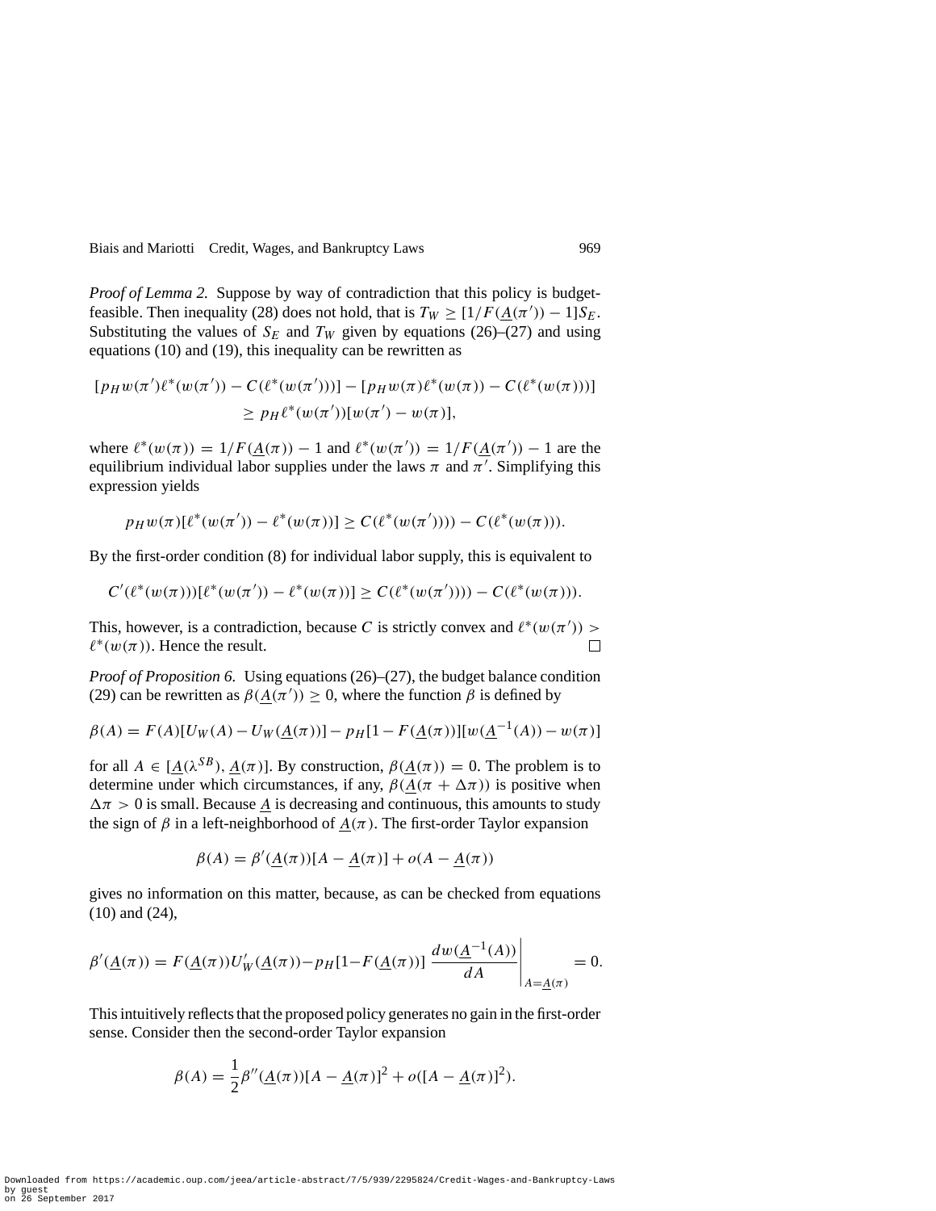*Proof of Lemma 2.* Suppose by way of contradiction that this policy is budget-feasible. Then inequality (28) does not hold, that is $T_W \geq [1/F(\underline{A}(\pi')) - 1]S_E$. Substituting the values of $S_E$ and $T_W$ given by equations (26)–(27) and using equations (10) and (19), this inequality can be rewritten as

$$[p_H w(\pi')\ell^*(w(\pi')) - C(\ell^*(w(\pi')))] - [p_H w(\pi)\ell^*(w(\pi)) - C(\ell^*(w(\pi)))] \\ \geq p_H \ell^*(w(\pi'))[w(\pi') - w(\pi)],$$

where $\ell^*(w(\pi)) = 1/F(\underline{A}(\pi)) - 1$ and $\ell^*(w(\pi')) = 1/F(\underline{A}(\pi')) - 1$ are the equilibrium individual labor supplies under the laws $\pi$ and $\pi'$. Simplifying this expression yields

$$p_H w(\pi)[\ell^*(w(\pi')) - \ell^*(w(\pi))] \geq C(\ell^*(w(\pi')))) - C(\ell^*(w(\pi))).$$

By the first-order condition (8) for individual labor supply, this is equivalent to

$$C'(\ell^*(w(\pi)))[\ell^*(w(\pi')) - \ell^*(w(\pi))] \geq C(\ell^*(w(\pi')))) - C(\ell^*(w(\pi))).$$

This, however, is a contradiction, because $C$ is strictly convex and $\ell^*(w(\pi')) > \ell^*(w(\pi))$. Hence the result. □

*Proof of Proposition 6.* Using equations (26)–(27), the budget balance condition (29) can be rewritten as $\beta(\underline{A}(\pi')) \geq 0$, where the function $\beta$ is defined by

$$\beta(A) = F(A)[U_W(A) - U_W(\underline{A}(\pi))] - p_H[1 - F(\underline{A}(\pi))][w(\underline{A}^{-1}(A)) - w(\pi)]$$

for all $A \in [\underline{A}(\lambda^{SB}), \underline{A}(\pi)]$. By construction, $\beta(\underline{A}(\pi)) = 0$. The problem is to determine under which circumstances, if any, $\beta(\underline{A}(\pi + \Delta\pi))$ is positive when $\Delta\pi > 0$ is small. Because $\underline{A}$ is decreasing and continuous, this amounts to study the sign of $\beta$ in a left-neighborhood of $\underline{A}(\pi)$. The first-order Taylor expansion

$$\beta(A) = \beta'(\underline{A}(\pi))[A - \underline{A}(\pi)] + o(A - \underline{A}(\pi))$$

gives no information on this matter, because, as can be checked from equations (10) and (24),

$$\beta'(\underline{A}(\pi)) = F(\underline{A}(\pi))U_W'(\underline{A}(\pi)) - p_H[1 - F(\underline{A}(\pi))] \left. \frac{dw(\underline{A}^{-1}(A))}{dA} \right|_{A = \underline{A}(\pi)} = 0.$$

This intuitively reflects that the proposed policy generates no gain in the first-order sense. Consider then the second-order Taylor expansion

$$\beta(A) = \frac{1}{2}\beta''(\underline{A}(\pi))[A - \underline{A}(\pi)]^2 + o([A - \underline{A}(\pi)]^2).$$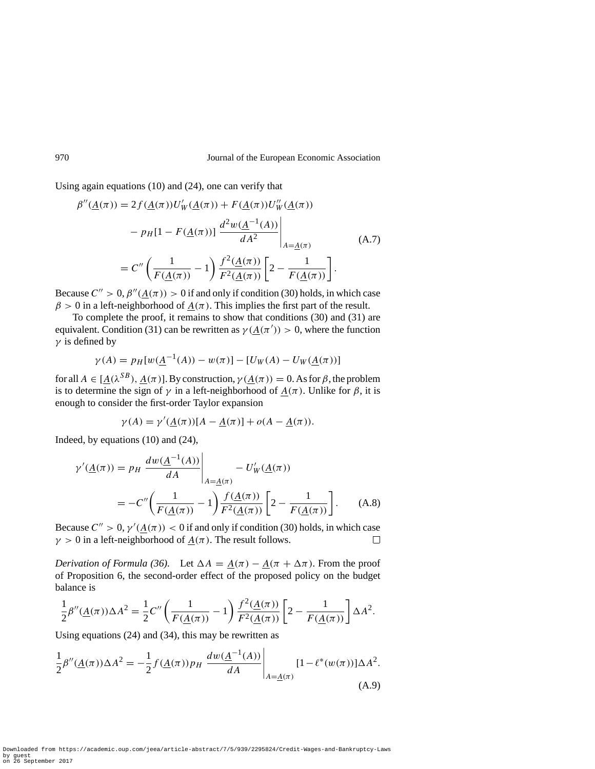Using again equations (10) and (24), one can verify that

$$
\begin{aligned}
\beta''(\underline{A}(\pi)) &= 2f(\underline{A}(\pi))U_W'(\underline{A}(\pi)) + F(\underline{A}(\pi))U_W''(\underline{A}(\pi)) \\
&\quad - p_H[1 - F(\underline{A}(\pi))] \left.\frac{d^2 w(\underline{A}^{-1}(A))}{dA^2}\right|_{A=\underline{A}(\pi)} \\
&= C''\left(\frac{1}{F(\underline{A}(\pi))} - 1\right)\frac{f^2(\underline{A}(\pi))}{F^2(\underline{A}(\pi))}\left[2 - \frac{1}{F(\underline{A}(\pi))}\right].
\end{aligned}
\tag{A.7}
$$

Because $C'' > 0$, $\beta''(\underline{A}(\pi)) > 0$ if and only if condition (30) holds, in which case $\beta > 0$ in a left-neighborhood of $\underline{A}(\pi)$. This implies the first part of the result.

To complete the proof, it remains to show that conditions (30) and (31) are equivalent. Condition (31) can be rewritten as $\gamma(\underline{A}(\pi')) > 0$, where the function $\gamma$ is defined by

$$
\gamma(A) = p_H[w(\underline{A}^{-1}(A)) - w(\pi)] - [U_W(A) - U_W(\underline{A}(\pi))]
$$

for all $A \in [\underline{A}(\lambda^{SB}), \underline{A}(\pi)]$. By construction, $\gamma(\underline{A}(\pi)) = 0$. As for $\beta$, the problem is to determine the sign of $\gamma$ in a left-neighborhood of $\underline{A}(\pi)$. Unlike for $\beta$, it is enough to consider the first-order Taylor expansion

$$
\gamma(A) = \gamma'(\underline{A}(\pi))[A - \underline{A}(\pi)] + o(A - \underline{A}(\pi)).
$$

Indeed, by equations (10) and (24),

$$
\begin{aligned}
\gamma'(\underline{A}(\pi)) &= p_H \left.\frac{dw(\underline{A}^{-1}(A))}{dA}\right|_{A=\underline{A}(\pi)} - U_W'(\underline{A}(\pi)) \\
&= -C''\left(\frac{1}{F(\underline{A}(\pi))} - 1\right)\frac{f(\underline{A}(\pi))}{F^2(\underline{A}(\pi))}\left[2 - \frac{1}{F(\underline{A}(\pi))}\right].
\end{aligned}
\tag{A.8}
$$

Because $C'' > 0$, $\gamma'(\underline{A}(\pi)) < 0$ if and only if condition (30) holds, in which case $\gamma > 0$ in a left-neighborhood of $\underline{A}(\pi)$. The result follows. □

*Derivation of Formula (36).* Let $\Delta A = \underline{A}(\pi) - \underline{A}(\pi + \Delta\pi)$. From the proof of Proposition 6, the second-order effect of the proposed policy on the budget balance is

$$
\frac{1}{2}\beta''(\underline{A}(\pi))\Delta A^2 = \frac{1}{2}C''\left(\frac{1}{F(\underline{A}(\pi))} - 1\right)\frac{f^2(\underline{A}(\pi))}{F^2(\underline{A}(\pi))}\left[2 - \frac{1}{F(\underline{A}(\pi))}\right]\Delta A^2.
$$

Using equations (24) and (34), this may be rewritten as

$$
\frac{1}{2}\beta''(\underline{A}(\pi))\Delta A^2 = -\frac{1}{2}f(\underline{A}(\pi))p_H \left.\frac{dw(\underline{A}^{-1}(A))}{dA}\right|_{A=\underline{A}(\pi)} [1 - \ell^*(w(\pi))]\Delta A^2.
\tag{A.9}
$$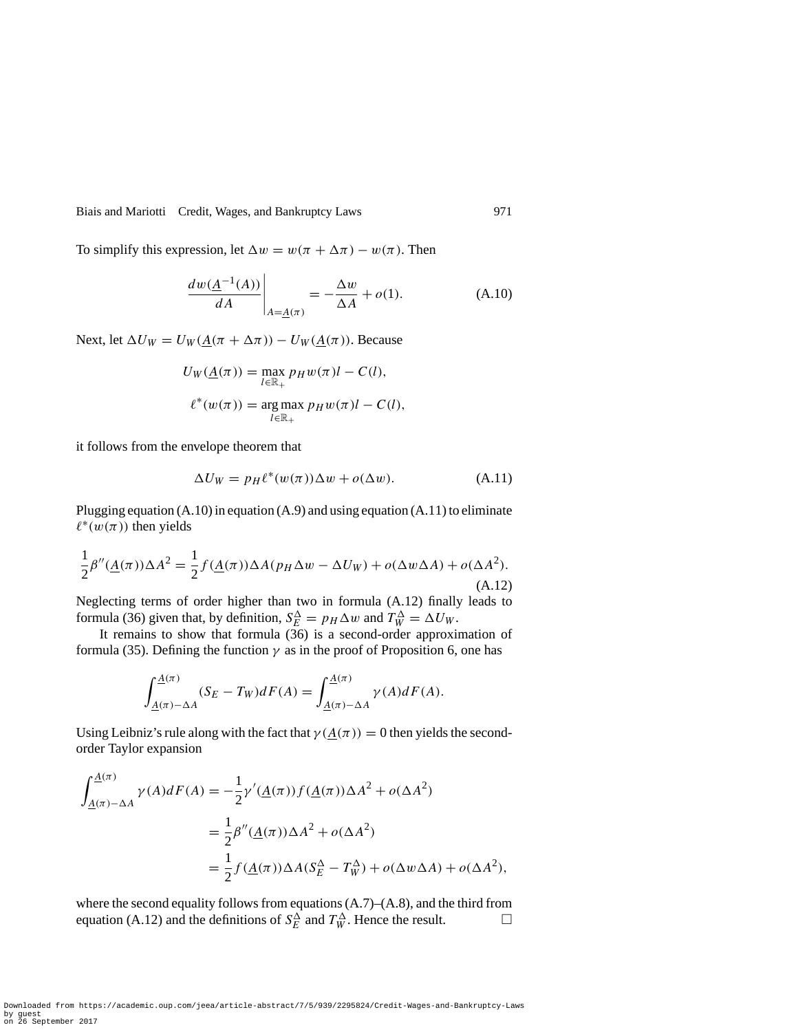To simplify this expression, let $\Delta w = w(\pi + \Delta\pi) - w(\pi)$. Then

$$\left.\frac{dw(\underline{A}^{-1}(A))}{dA}\right|_{A=\underline{A}(\pi)} = -\frac{\Delta w}{\Delta A} + o(1). \tag{A.10}$$

Next, let $\Delta U_W = U_W(\underline{A}(\pi + \Delta\pi)) - U_W(\underline{A}(\pi))$. Because

$$U_W(\underline{A}(\pi)) = \max_{l \in \mathbb{R}_+} p_H w(\pi) l - C(l),$$

$$\ell^*(w(\pi)) = \arg\max_{l \in \mathbb{R}_+} p_H w(\pi) l - C(l),$$

it follows from the envelope theorem that

$$\Delta U_W = p_H \ell^*(w(\pi)) \Delta w + o(\Delta w). \tag{A.11}$$

Plugging equation (A.10) in equation (A.9) and using equation (A.11) to eliminate $\ell^*(w(\pi))$ then yields

$$\frac{1}{2}\beta''(\underline{A}(\pi))\Delta A^2 = \frac{1}{2} f(\underline{A}(\pi))\Delta A(p_H \Delta w - \Delta U_W) + o(\Delta w \Delta A) + o(\Delta A^2). \tag{A.12}$$

Neglecting terms of order higher than two in formula (A.12) finally leads to formula (36) given that, by definition, $S_E^{\Delta} = p_H \Delta w$ and $T_W^{\Delta} = \Delta U_W$.

It remains to show that formula (36) is a second-order approximation of formula (35). Defining the function $\gamma$ as in the proof of Proposition 6, one has

$$\int_{\underline{A}(\pi)-\Delta A}^{\underline{A}(\pi)} (S_E - T_W) dF(A) = \int_{\underline{A}(\pi)-\Delta A}^{\underline{A}(\pi)} \gamma(A) dF(A).$$

Using Leibniz's rule along with the fact that $\gamma(\underline{A}(\pi)) = 0$ then yields the second-order Taylor expansion

$$\begin{aligned}
\int_{\underline{A}(\pi)-\Delta A}^{\underline{A}(\pi)} \gamma(A) dF(A) &= -\frac{1}{2}\gamma'(\underline{A}(\pi)) f(\underline{A}(\pi))\Delta A^2 + o(\Delta A^2) \\
&= \frac{1}{2}\beta''(\underline{A}(\pi))\Delta A^2 + o(\Delta A^2) \\
&= \frac{1}{2} f(\underline{A}(\pi))\Delta A(S_E^{\Delta} - T_W^{\Delta}) + o(\Delta w \Delta A) + o(\Delta A^2),
\end{aligned}$$

where the second equality follows from equations (A.7)–(A.8), and the third from equation (A.12) and the definitions of $S_E^{\Delta}$ and $T_W^{\Delta}$. Hence the result. □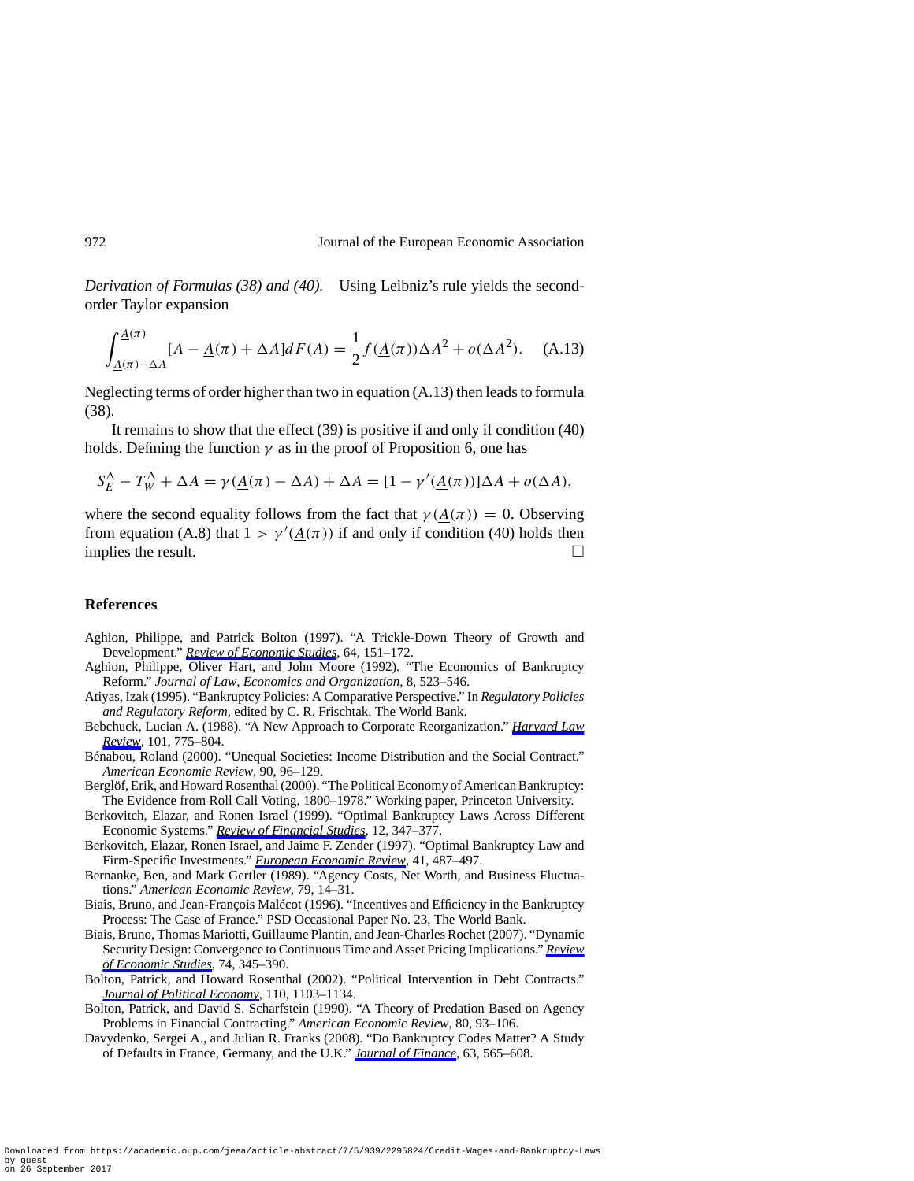*Derivation of Formulas (38) and (40).* Using Leibniz's rule yields the second-order Taylor expansion

$$\int_{\underline{A}(\pi)-\Delta A}^{\underline{A}(\pi)} [A - \underline{A}(\pi) + \Delta A] dF(A) = \frac{1}{2} f(\underline{A}(\pi)) \Delta A^2 + o(\Delta A^2). \quad \text{(A.13)}$$

Neglecting terms of order higher than two in equation (A.13) then leads to formula (38).

It remains to show that the effect (39) is positive if and only if condition (40) holds. Defining the function $\gamma$ as in the proof of Proposition 6, one has

$$S_E^{\Delta} - T_W^{\Delta} + \Delta A = \gamma(\underline{A}(\pi) - \Delta A) + \Delta A = [1 - \gamma'(\underline{A}(\pi))]\Delta A + o(\Delta A),$$

where the second equality follows from the fact that $\gamma(\underline{A}(\pi)) = 0$. Observing from equation (A.8) that $1 > \gamma'(\underline{A}(\pi))$ if and only if condition (40) holds then implies the result. □

## References

Aghion, Philippe, and Patrick Bolton (1997). "A Trickle-Down Theory of Growth and Development." *Review of Economic Studies*, 64, 151–172.

Aghion, Philippe, Oliver Hart, and John Moore (1992). "The Economics of Bankruptcy Reform." *Journal of Law, Economics and Organization*, 8, 523–546.

Atiyas, Izak (1995). "Bankruptcy Policies: A Comparative Perspective." In *Regulatory Policies and Regulatory Reform*, edited by C. R. Frischtak. The World Bank.

Bebchuck, Lucian A. (1988). "A New Approach to Corporate Reorganization." *Harvard Law Review*, 101, 775–804.

Bénabou, Roland (2000). "Unequal Societies: Income Distribution and the Social Contract." *American Economic Review*, 90, 96–129.

Berglöf, Erik, and Howard Rosenthal (2000). "The Political Economy of American Bankruptcy: The Evidence from Roll Call Voting, 1800–1978." Working paper, Princeton University.

Berkovitch, Elazar, and Ronen Israel (1999). "Optimal Bankruptcy Laws Across Different Economic Systems." *Review of Financial Studies*, 12, 347–377.

Berkovitch, Elazar, Ronen Israel, and Jaime F. Zender (1997). "Optimal Bankruptcy Law and Firm-Specific Investments." *European Economic Review*, 41, 487–497.

Bernanke, Ben, and Mark Gertler (1989). "Agency Costs, Net Worth, and Business Fluctuations." *American Economic Review*, 79, 14–31.

Biais, Bruno, and Jean-François Malécot (1996). "Incentives and Efficiency in the Bankruptcy Process: The Case of France." PSD Occasional Paper No. 23, The World Bank.

Biais, Bruno, Thomas Mariotti, Guillaume Plantin, and Jean-Charles Rochet (2007). "Dynamic Security Design: Convergence to Continuous Time and Asset Pricing Implications." *Review of Economic Studies*, 74, 345–390.

Bolton, Patrick, and Howard Rosenthal (2002). "Political Intervention in Debt Contracts." *Journal of Political Economy*, 110, 1103–1134.

Bolton, Patrick, and David S. Scharfstein (1990). "A Theory of Predation Based on Agency Problems in Financial Contracting." *American Economic Review*, 80, 93–106.

Davydenko, Sergei A., and Julian R. Franks (2008). "Do Bankruptcy Codes Matter? A Study of Defaults in France, Germany, and the U.K." *Journal of Finance*, 63, 565–608.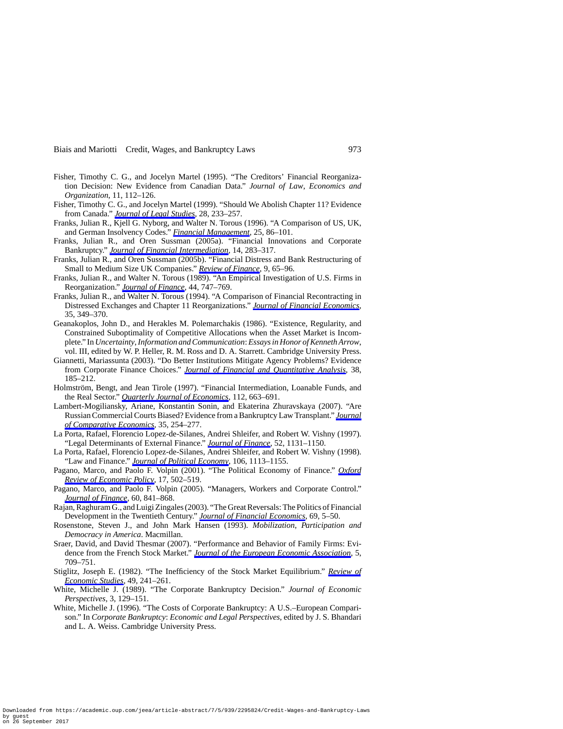Fisher, Timothy C. G., and Jocelyn Martel (1995). "The Creditors' Financial Reorganization Decision: New Evidence from Canadian Data." *Journal of Law, Economics and Organization*, 11, 112–126.

Fisher, Timothy C. G., and Jocelyn Martel (1999). "Should We Abolish Chapter 11? Evidence from Canada." *Journal of Legal Studies*, 28, 233–257.

Franks, Julian R., Kjell G. Nyborg, and Walter N. Torous (1996). "A Comparison of US, UK, and German Insolvency Codes." *Financial Management*, 25, 86–101.

Franks, Julian R., and Oren Sussman (2005a). "Financial Innovations and Corporate Bankruptcy." *Journal of Financial Intermediation*, 14, 283–317.

Franks, Julian R., and Oren Sussman (2005b). "Financial Distress and Bank Restructuring of Small to Medium Size UK Companies." *Review of Finance*, 9, 65–96.

Franks, Julian R., and Walter N. Torous (1989). "An Empirical Investigation of U.S. Firms in Reorganization." *Journal of Finance*, 44, 747–769.

Franks, Julian R., and Walter N. Torous (1994). "A Comparison of Financial Recontracting in Distressed Exchanges and Chapter 11 Reorganizations." *Journal of Financial Economics*, 35, 349–370.

Geanakoplos, John D., and Herakles M. Polemarchakis (1986). "Existence, Regularity, and Constrained Suboptimality of Competitive Allocations when the Asset Market is Incomplete." In *Uncertainty, Information and Communication: Essays in Honor of Kenneth Arrow*, vol. III, edited by W. P. Heller, R. M. Ross and D. A. Starrett. Cambridge University Press.

Giannetti, Mariassunta (2003). "Do Better Institutions Mitigate Agency Problems? Evidence from Corporate Finance Choices." *Journal of Financial and Quantitative Analysis*, 38, 185–212.

Holmström, Bengt, and Jean Tirole (1997). "Financial Intermediation, Loanable Funds, and the Real Sector." *Quarterly Journal of Economics*, 112, 663–691.

Lambert-Mogiliansky, Ariane, Konstantin Sonin, and Ekaterina Zhuravskaya (2007). "Are Russian Commercial Courts Biased? Evidence from a Bankruptcy Law Transplant." *Journal of Comparative Economics*, 35, 254–277.

La Porta, Rafael, Florencio Lopez-de-Silanes, Andrei Shleifer, and Robert W. Vishny (1997). "Legal Determinants of External Finance." *Journal of Finance*, 52, 1131–1150.

La Porta, Rafael, Florencio Lopez-de-Silanes, Andrei Shleifer, and Robert W. Vishny (1998). "Law and Finance." *Journal of Political Economy*, 106, 1113–1155.

Pagano, Marco, and Paolo F. Volpin (2001). "The Political Economy of Finance." *Oxford Review of Economic Policy*, 17, 502–519.

Pagano, Marco, and Paolo F. Volpin (2005). "Managers, Workers and Corporate Control." *Journal of Finance*, 60, 841–868.

Rajan, Raghuram G., and Luigi Zingales (2003). "The Great Reversals: The Politics of Financial Development in the Twentieth Century." *Journal of Financial Economics*, 69, 5–50.

Rosenstone, Steven J., and John Mark Hansen (1993). *Mobilization, Participation and Democracy in America*. Macmillan.

Sraer, David, and David Thesmar (2007). "Performance and Behavior of Family Firms: Evidence from the French Stock Market." *Journal of the European Economic Association*, 5, 709–751.

Stiglitz, Joseph E. (1982). "The Inefficiency of the Stock Market Equilibrium." *Review of Economic Studies*, 49, 241–261.

White, Michelle J. (1989). "The Corporate Bankruptcy Decision." *Journal of Economic Perspectives*, 3, 129–151.

White, Michelle J. (1996). "The Costs of Corporate Bankruptcy: A U.S.–European Comparison." In *Corporate Bankruptcy: Economic and Legal Perspectives*, edited by J. S. Bhandari and L. A. Weiss. Cambridge University Press.